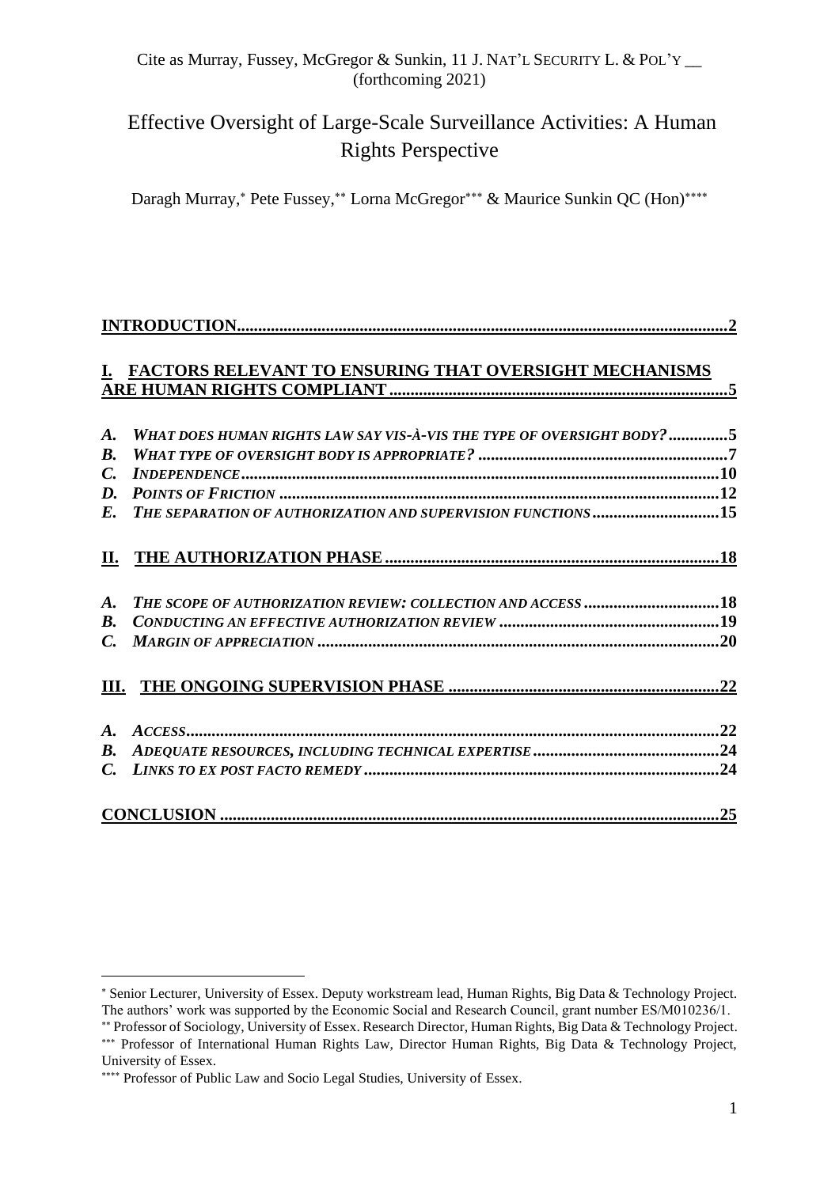Cite as Murray, Fussey, McGregor & Sunkin, 11 J. NAT'L SECURITY L. & POL'Y __ (forthcoming 2021)

# Effective Oversight of Large-Scale Surveillance Activities: A Human Rights Perspective

Daragh Murray,[*] Pete Fussey,[**] Lorna McGregor[***] & Maurice Sunkin QC (Hon)[****]

**INTRODUCTION** ..... 2

**I. FACTORS RELEVANT TO ENSURING THAT OVERSIGHT MECHANISMS ARE HUMAN RIGHTS COMPLIANT** ..... 5

- ***A. What does human rights law say vis-à-vis the type of oversight body?*** ..... 5
- ***B. What type of oversight body is appropriate?*** ..... 7
- ***C. Independence*** ..... 10
- ***D. Points of Friction*** ..... 12
- ***E. The separation of authorization and supervision functions*** ..... 15

**II. THE AUTHORIZATION PHASE** ..... 18

- ***A. The scope of authorization review: collection and access*** ..... 18
- ***B. Conducting an effective authorization review*** ..... 19
- ***C. Margin of appreciation*** ..... 20

**III. THE ONGOING SUPERVISION PHASE** ..... 22

- ***A. Access*** ..... 22
- ***B. Adequate resources, including technical expertise*** ..... 24
- ***C. Links to ex post facto remedy*** ..... 24

**CONCLUSION** ..... 25

---

[*] Senior Lecturer, University of Essex. Deputy workstream lead, Human Rights, Big Data & Technology Project. The authors' work was supported by the Economic Social and Research Council, grant number ES/M010236/1.

[**] Professor of Sociology, University of Essex. Research Director, Human Rights, Big Data & Technology Project.

[***] Professor of International Human Rights Law, Director Human Rights, Big Data & Technology Project, University of Essex.

[****] Professor of Public Law and Socio Legal Studies, University of Essex.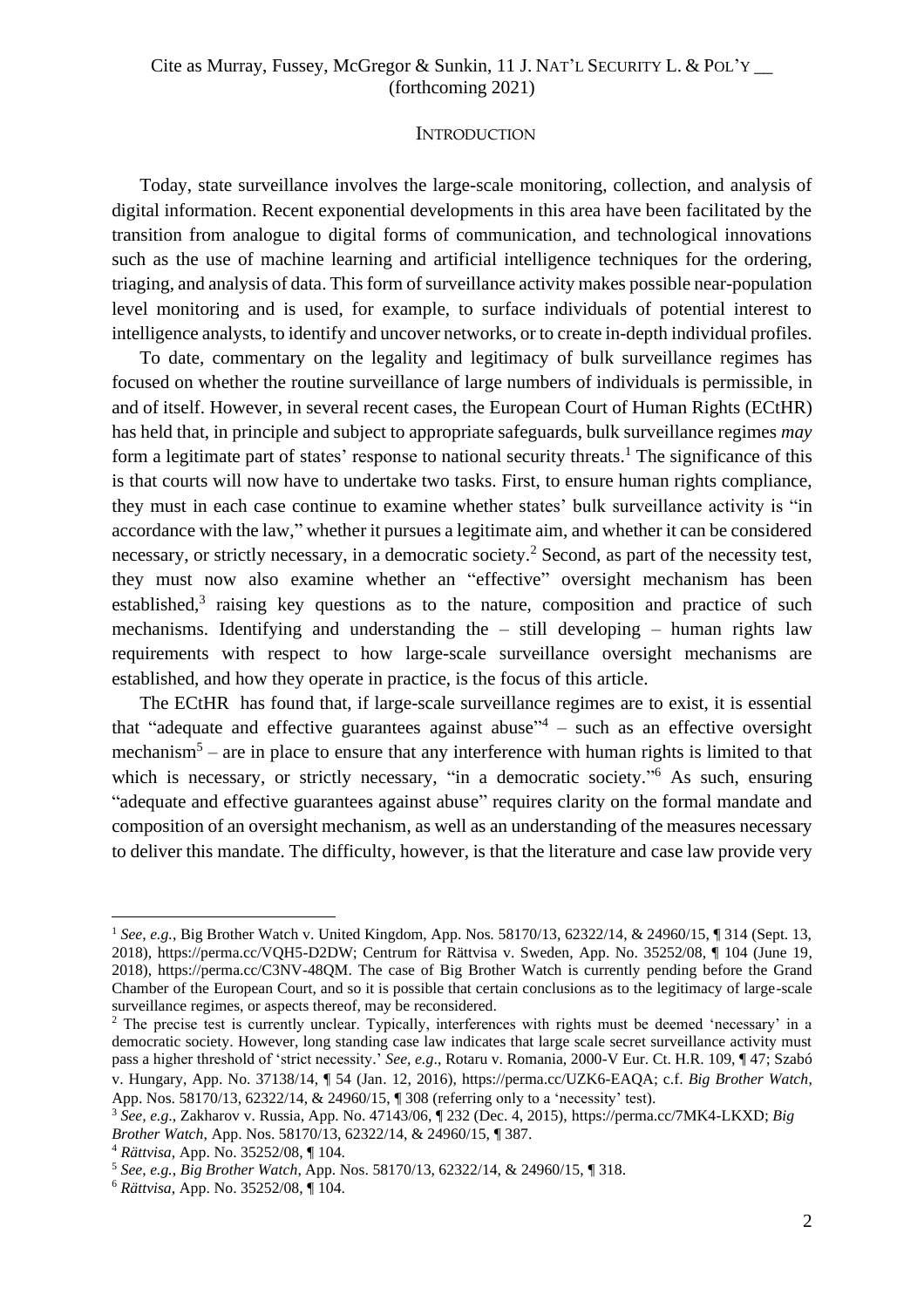## INTRODUCTION

Today, state surveillance involves the large-scale monitoring, collection, and analysis of digital information. Recent exponential developments in this area have been facilitated by the transition from analogue to digital forms of communication, and technological innovations such as the use of machine learning and artificial intelligence techniques for the ordering, triaging, and analysis of data. This form of surveillance activity makes possible near-population level monitoring and is used, for example, to surface individuals of potential interest to intelligence analysts, to identify and uncover networks, or to create in-depth individual profiles.

To date, commentary on the legality and legitimacy of bulk surveillance regimes has focused on whether the routine surveillance of large numbers of individuals is permissible, in and of itself. However, in several recent cases, the European Court of Human Rights (ECtHR) has held that, in principle and subject to appropriate safeguards, bulk surveillance regimes *may* form a legitimate part of states' response to national security threats.[1] The significance of this is that courts will now have to undertake two tasks. First, to ensure human rights compliance, they must in each case continue to examine whether states' bulk surveillance activity is "in accordance with the law," whether it pursues a legitimate aim, and whether it can be considered necessary, or strictly necessary, in a democratic society.[2] Second, as part of the necessity test, they must now also examine whether an "effective" oversight mechanism has been established,[3] raising key questions as to the nature, composition and practice of such mechanisms. Identifying and understanding the – still developing – human rights law requirements with respect to how large-scale surveillance oversight mechanisms are established, and how they operate in practice, is the focus of this article.

The ECtHR has found that, if large-scale surveillance regimes are to exist, it is essential that "adequate and effective guarantees against abuse"[4] – such as an effective oversight mechanism[5] – are in place to ensure that any interference with human rights is limited to that which is necessary, or strictly necessary, "in a democratic society."[6] As such, ensuring "adequate and effective guarantees against abuse" requires clarity on the formal mandate and composition of an oversight mechanism, as well as an understanding of the measures necessary to deliver this mandate. The difficulty, however, is that the literature and case law provide very

---

[1] *See, e.g.*, Big Brother Watch v. United Kingdom, App. Nos. 58170/13, 62322/14, & 24960/15, ¶ 314 (Sept. 13, 2018), https://perma.cc/VQH5-D2DW; Centrum for Rättvisa v. Sweden, App. No. 35252/08, ¶ 104 (June 19, 2018), https://perma.cc/C3NV-48QM. The case of Big Brother Watch is currently pending before the Grand Chamber of the European Court, and so it is possible that certain conclusions as to the legitimacy of large-scale surveillance regimes, or aspects thereof, may be reconsidered.

[2] The precise test is currently unclear. Typically, interferences with rights must be deemed 'necessary' in a democratic society. However, long standing case law indicates that large scale secret surveillance activity must pass a higher threshold of 'strict necessity.' *See, e.g*., Rotaru v. Romania, 2000-V Eur. Ct. H.R. 109, ¶ 47; Szabó v. Hungary, App. No. 37138/14, ¶ 54 (Jan. 12, 2016), https://perma.cc/UZK6-EAQA; c.f. *Big Brother Watch*, App. Nos. 58170/13, 62322/14, & 24960/15, ¶ 308 (referring only to a 'necessity' test).

[3] *See, e.g*., Zakharov v. Russia, App. No. 47143/06, ¶ 232 (Dec. 4, 2015), https://perma.cc/7MK4-LKXD; *Big Brother Watch*, App. Nos. 58170/13, 62322/14, & 24960/15, ¶ 387.

[4] *Rättvisa*, App. No. 35252/08, ¶ 104.

[5] *See, e.g.*, *Big Brother Watch*, App. Nos. 58170/13, 62322/14, & 24960/15, ¶ 318.

[6] *Rättvisa*, App. No. 35252/08, ¶ 104.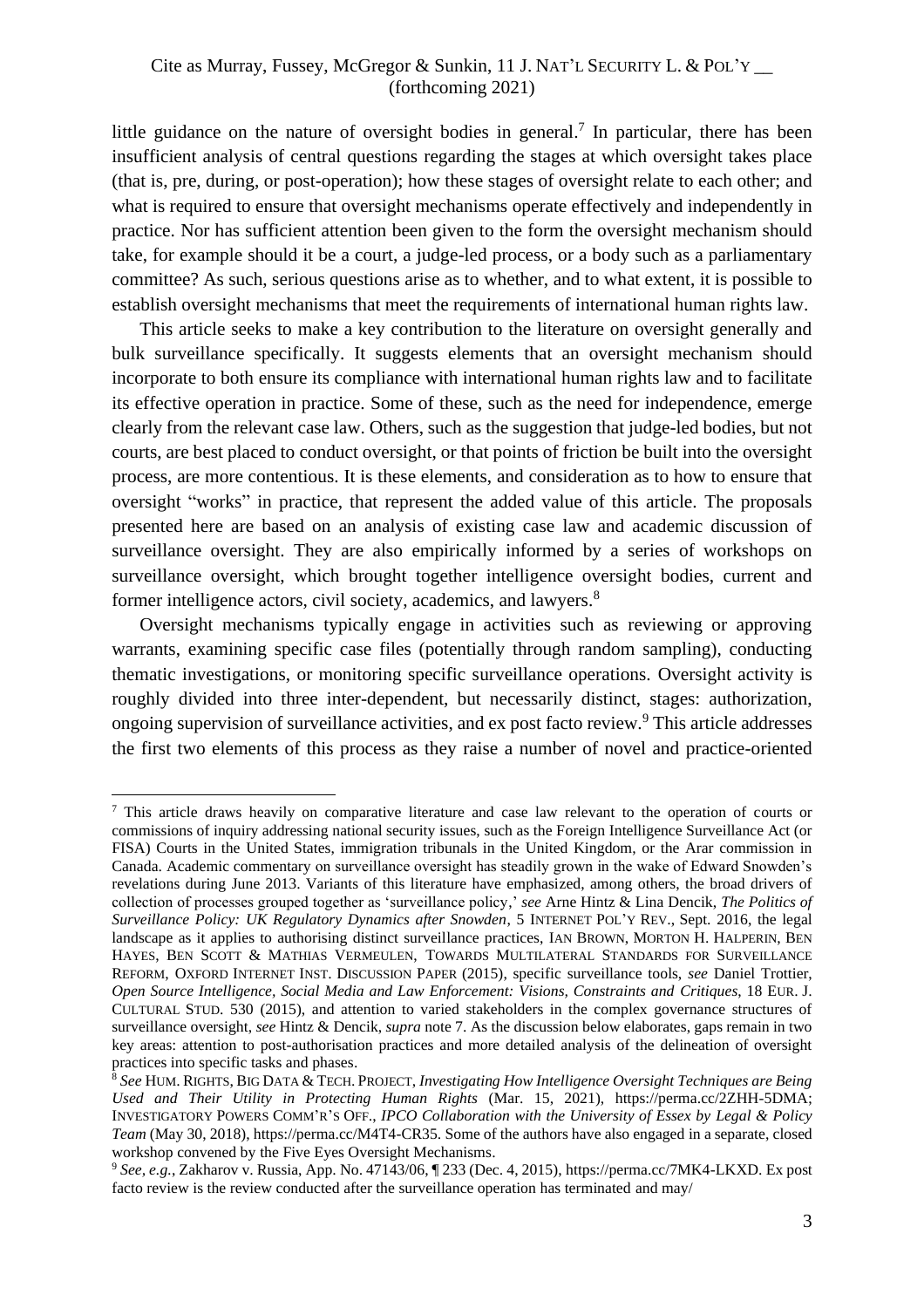little guidance on the nature of oversight bodies in general.[7] In particular, there has been insufficient analysis of central questions regarding the stages at which oversight takes place (that is, pre, during, or post-operation); how these stages of oversight relate to each other; and what is required to ensure that oversight mechanisms operate effectively and independently in practice. Nor has sufficient attention been given to the form the oversight mechanism should take, for example should it be a court, a judge-led process, or a body such as a parliamentary committee? As such, serious questions arise as to whether, and to what extent, it is possible to establish oversight mechanisms that meet the requirements of international human rights law.

This article seeks to make a key contribution to the literature on oversight generally and bulk surveillance specifically. It suggests elements that an oversight mechanism should incorporate to both ensure its compliance with international human rights law and to facilitate its effective operation in practice. Some of these, such as the need for independence, emerge clearly from the relevant case law. Others, such as the suggestion that judge-led bodies, but not courts, are best placed to conduct oversight, or that points of friction be built into the oversight process, are more contentious. It is these elements, and consideration as to how to ensure that oversight "works" in practice, that represent the added value of this article. The proposals presented here are based on an analysis of existing case law and academic discussion of surveillance oversight. They are also empirically informed by a series of workshops on surveillance oversight, which brought together intelligence oversight bodies, current and former intelligence actors, civil society, academics, and lawyers.[8]

Oversight mechanisms typically engage in activities such as reviewing or approving warrants, examining specific case files (potentially through random sampling), conducting thematic investigations, or monitoring specific surveillance operations. Oversight activity is roughly divided into three inter-dependent, but necessarily distinct, stages: authorization, ongoing supervision of surveillance activities, and ex post facto review.[9] This article addresses the first two elements of this process as they raise a number of novel and practice-oriented

---

[7] This article draws heavily on comparative literature and case law relevant to the operation of courts or commissions of inquiry addressing national security issues, such as the Foreign Intelligence Surveillance Act (or FISA) Courts in the United States, immigration tribunals in the United Kingdom, or the Arar commission in Canada. Academic commentary on surveillance oversight has steadily grown in the wake of Edward Snowden's revelations during June 2013. Variants of this literature have emphasized, among others, the broad drivers of collection of processes grouped together as 'surveillance policy,' *see* Arne Hintz & Lina Dencik, *The Politics of Surveillance Policy: UK Regulatory Dynamics after Snowden*, 5 INTERNET POL'Y REV., Sept. 2016, the legal landscape as it applies to authorising distinct surveillance practices, IAN BROWN, MORTON H. HALPERIN, BEN HAYES, BEN SCOTT & MATHIAS VERMEULEN, TOWARDS MULTILATERAL STANDARDS FOR SURVEILLANCE REFORM, OXFORD INTERNET INST. DISCUSSION PAPER (2015), specific surveillance tools, *see* Daniel Trottier, *Open Source Intelligence, Social Media and Law Enforcement: Visions, Constraints and Critiques*, 18 EUR. J. CULTURAL STUD. 530 (2015), and attention to varied stakeholders in the complex governance structures of surveillance oversight, *see* Hintz & Dencik, *supra* note 7. As the discussion below elaborates, gaps remain in two key areas: attention to post-authorisation practices and more detailed analysis of the delineation of oversight practices into specific tasks and phases.

[8] *See* HUM. RIGHTS, BIG DATA & TECH. PROJECT, *Investigating How Intelligence Oversight Techniques are Being Used and Their Utility in Protecting Human Rights* (Mar. 15, 2021), https://perma.cc/2ZHH-5DMA; INVESTIGATORY POWERS COMM'R'S OFF., *IPCO Collaboration with the University of Essex by Legal & Policy Team* (May 30, 2018), https://perma.cc/M4T4-CR35. Some of the authors have also engaged in a separate, closed workshop convened by the Five Eyes Oversight Mechanisms.

[9] *See, e.g.*, Zakharov v. Russia, App. No. 47143/06, ¶ 233 (Dec. 4, 2015), https://perma.cc/7MK4-LKXD. Ex post facto review is the review conducted after the surveillance operation has terminated and may/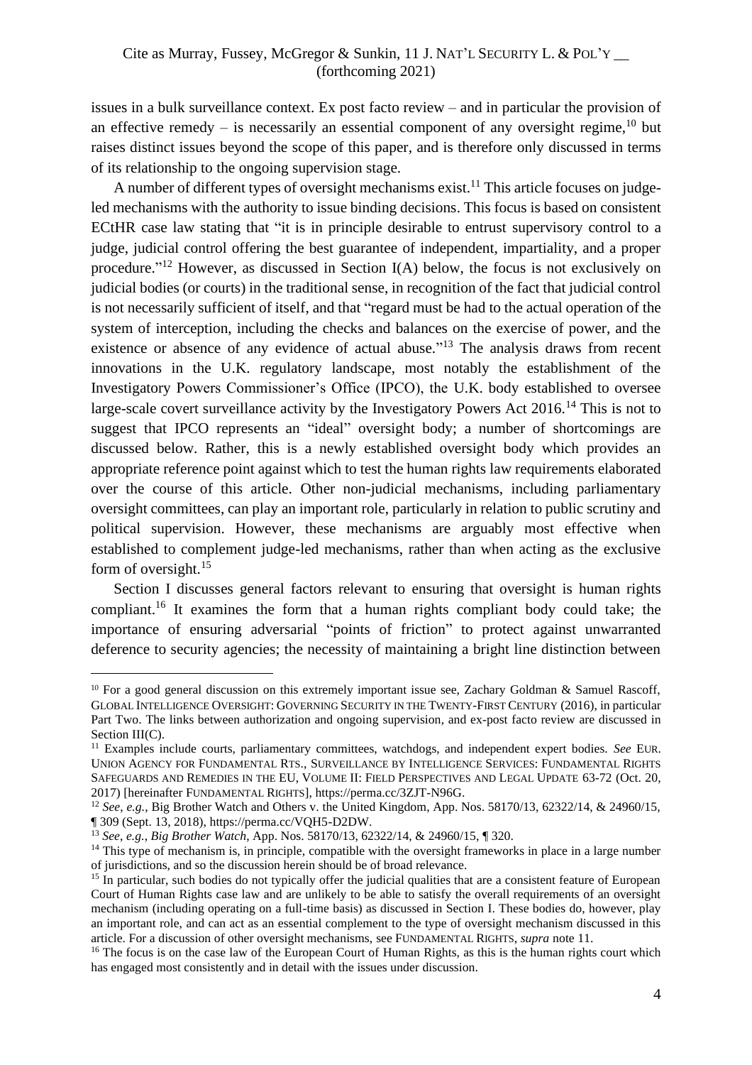issues in a bulk surveillance context. Ex post facto review – and in particular the provision of an effective remedy – is necessarily an essential component of any oversight regime,[10] but raises distinct issues beyond the scope of this paper, and is therefore only discussed in terms of its relationship to the ongoing supervision stage.

A number of different types of oversight mechanisms exist.[11] This article focuses on judge-led mechanisms with the authority to issue binding decisions. This focus is based on consistent ECtHR case law stating that "it is in principle desirable to entrust supervisory control to a judge, judicial control offering the best guarantee of independent, impartiality, and a proper procedure."[12] However, as discussed in Section I(A) below, the focus is not exclusively on judicial bodies (or courts) in the traditional sense, in recognition of the fact that judicial control is not necessarily sufficient of itself, and that "regard must be had to the actual operation of the system of interception, including the checks and balances on the exercise of power, and the existence or absence of any evidence of actual abuse."[13] The analysis draws from recent innovations in the U.K. regulatory landscape, most notably the establishment of the Investigatory Powers Commissioner's Office (IPCO), the U.K. body established to oversee large-scale covert surveillance activity by the Investigatory Powers Act 2016.[14] This is not to suggest that IPCO represents an "ideal" oversight body; a number of shortcomings are discussed below. Rather, this is a newly established oversight body which provides an appropriate reference point against which to test the human rights law requirements elaborated over the course of this article. Other non-judicial mechanisms, including parliamentary oversight committees, can play an important role, particularly in relation to public scrutiny and political supervision. However, these mechanisms are arguably most effective when established to complement judge-led mechanisms, rather than when acting as the exclusive form of oversight.[15]

Section I discusses general factors relevant to ensuring that oversight is human rights compliant.[16] It examines the form that a human rights compliant body could take; the importance of ensuring adversarial "points of friction" to protect against unwarranted deference to security agencies; the necessity of maintaining a bright line distinction between

---

[10] For a good general discussion on this extremely important issue see, Zachary Goldman & Samuel Rascoff, GLOBAL INTELLIGENCE OVERSIGHT: GOVERNING SECURITY IN THE TWENTY-FIRST CENTURY (2016), in particular Part Two. The links between authorization and ongoing supervision, and ex-post facto review are discussed in Section III(C).

[11] Examples include courts, parliamentary committees, watchdogs, and independent expert bodies. *See* EUR. UNION AGENCY FOR FUNDAMENTAL RTS., SURVEILLANCE BY INTELLIGENCE SERVICES: FUNDAMENTAL RIGHTS SAFEGUARDS AND REMEDIES IN THE EU, VOLUME II: FIELD PERSPECTIVES AND LEGAL UPDATE 63-72 (Oct. 20, 2017) [hereinafter FUNDAMENTAL RIGHTS], https://perma.cc/3ZJT-N96G.

[12] *See*, *e.g.*, Big Brother Watch and Others v. the United Kingdom, App. Nos. 58170/13, 62322/14, & 24960/15, ¶ 309 (Sept. 13, 2018), https://perma.cc/VQH5-D2DW.

[13] *See*, *e.g.*, *Big Brother Watch*, App. Nos. 58170/13, 62322/14, & 24960/15, ¶ 320.

[14] This type of mechanism is, in principle, compatible with the oversight frameworks in place in a large number of jurisdictions, and so the discussion herein should be of broad relevance.

[15] In particular, such bodies do not typically offer the judicial qualities that are a consistent feature of European Court of Human Rights case law and are unlikely to be able to satisfy the overall requirements of an oversight mechanism (including operating on a full-time basis) as discussed in Section I. These bodies do, however, play an important role, and can act as an essential complement to the type of oversight mechanism discussed in this article. For a discussion of other oversight mechanisms, see FUNDAMENTAL RIGHTS, *supra* note 11.

[16] The focus is on the case law of the European Court of Human Rights, as this is the human rights court which has engaged most consistently and in detail with the issues under discussion.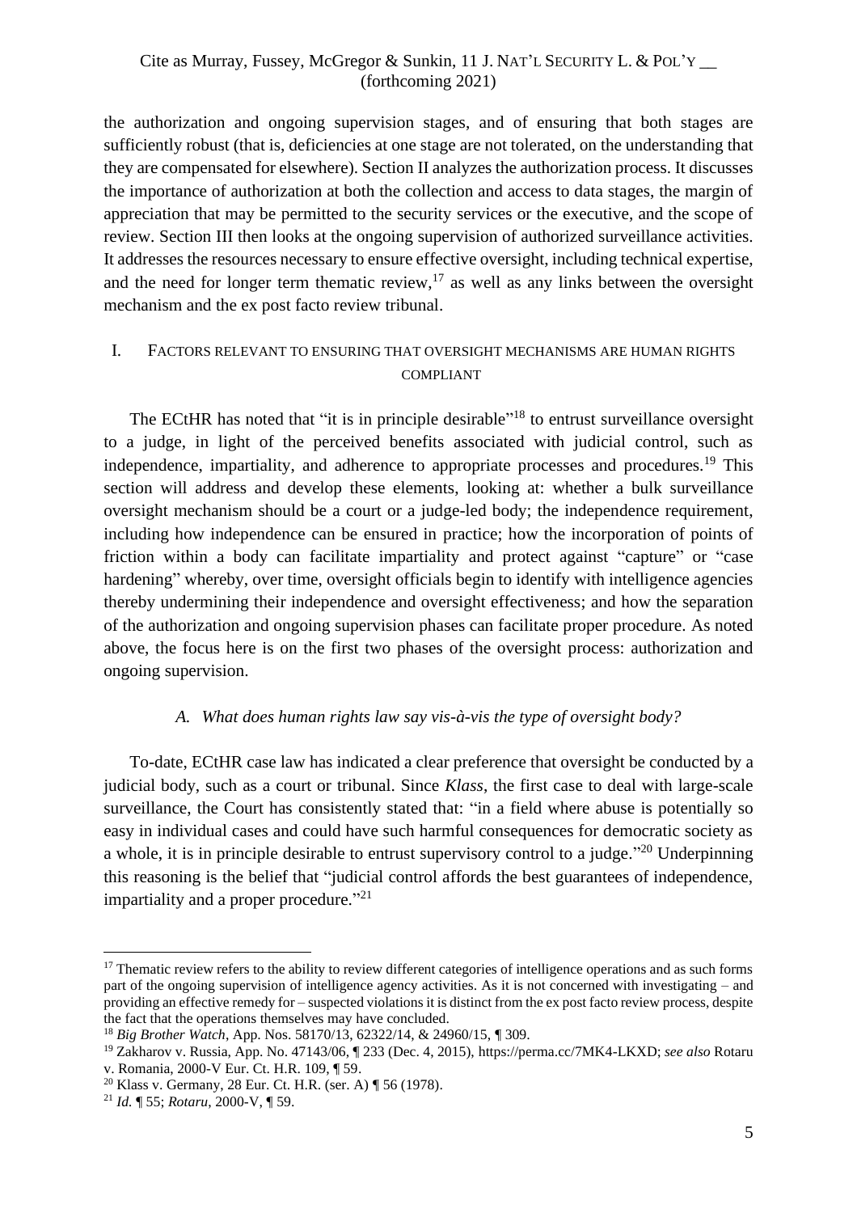the authorization and ongoing supervision stages, and of ensuring that both stages are sufficiently robust (that is, deficiencies at one stage are not tolerated, on the understanding that they are compensated for elsewhere). Section II analyzes the authorization process. It discusses the importance of authorization at both the collection and access to data stages, the margin of appreciation that may be permitted to the security services or the executive, and the scope of review. Section III then looks at the ongoing supervision of authorized surveillance activities. It addresses the resources necessary to ensure effective oversight, including technical expertise, and the need for longer term thematic review,[17] as well as any links between the oversight mechanism and the ex post facto review tribunal.

## I. FACTORS RELEVANT TO ENSURING THAT OVERSIGHT MECHANISMS ARE HUMAN RIGHTS COMPLIANT

The ECtHR has noted that "it is in principle desirable"[18] to entrust surveillance oversight to a judge, in light of the perceived benefits associated with judicial control, such as independence, impartiality, and adherence to appropriate processes and procedures.[19] This section will address and develop these elements, looking at: whether a bulk surveillance oversight mechanism should be a court or a judge-led body; the independence requirement, including how independence can be ensured in practice; how the incorporation of points of friction within a body can facilitate impartiality and protect against "capture" or "case hardening" whereby, over time, oversight officials begin to identify with intelligence agencies thereby undermining their independence and oversight effectiveness; and how the separation of the authorization and ongoing supervision phases can facilitate proper procedure. As noted above, the focus here is on the first two phases of the oversight process: authorization and ongoing supervision.

### A. *What does human rights law say vis-à-vis the type of oversight body?*

To-date, ECtHR case law has indicated a clear preference that oversight be conducted by a judicial body, such as a court or tribunal. Since *Klass*, the first case to deal with large-scale surveillance, the Court has consistently stated that: "in a field where abuse is potentially so easy in individual cases and could have such harmful consequences for democratic society as a whole, it is in principle desirable to entrust supervisory control to a judge."[20] Underpinning this reasoning is the belief that "judicial control affords the best guarantees of independence, impartiality and a proper procedure."[21]

---

[17] Thematic review refers to the ability to review different categories of intelligence operations and as such forms part of the ongoing supervision of intelligence agency activities. As it is not concerned with investigating – and providing an effective remedy for – suspected violations it is distinct from the ex post facto review process, despite the fact that the operations themselves may have concluded.

[18] *Big Brother Watch*, App. Nos. 58170/13, 62322/14, & 24960/15, ¶ 309.

[19] Zakharov v. Russia, App. No. 47143/06, ¶ 233 (Dec. 4, 2015), https://perma.cc/7MK4-LKXD; *see also* Rotaru v. Romania, 2000-V Eur. Ct. H.R. 109, ¶ 59.

[20] Klass v. Germany, 28 Eur. Ct. H.R. (ser. A) ¶ 56 (1978).

[21] *Id.* ¶ 55; *Rotaru*, 2000-V, ¶ 59.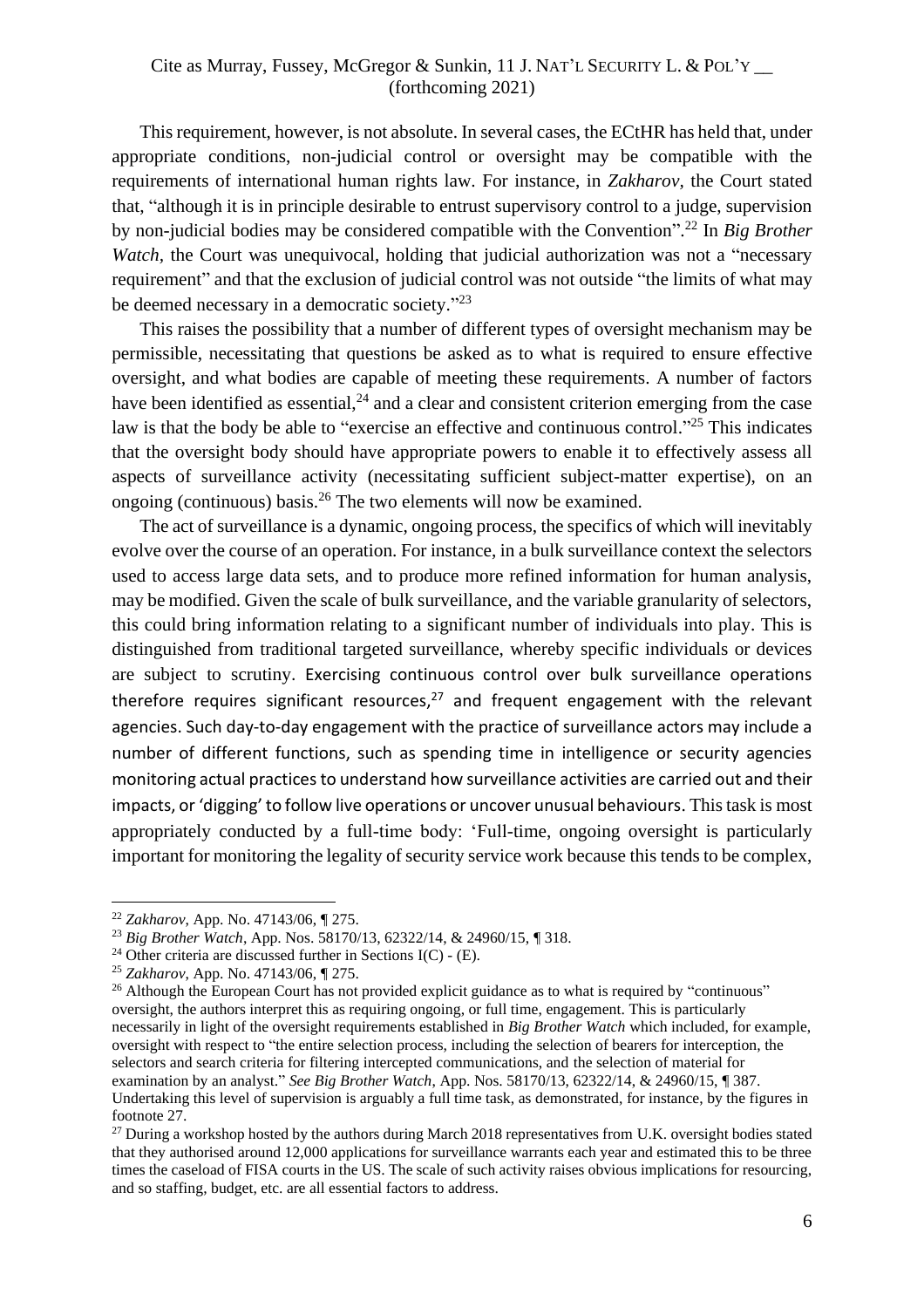This requirement, however, is not absolute. In several cases, the ECtHR has held that, under appropriate conditions, non-judicial control or oversight may be compatible with the requirements of international human rights law. For instance, in *Zakharov*, the Court stated that, "although it is in principle desirable to entrust supervisory control to a judge, supervision by non-judicial bodies may be considered compatible with the Convention".[22] In *Big Brother Watch*, the Court was unequivocal, holding that judicial authorization was not a "necessary requirement" and that the exclusion of judicial control was not outside "the limits of what may be deemed necessary in a democratic society."[23]

This raises the possibility that a number of different types of oversight mechanism may be permissible, necessitating that questions be asked as to what is required to ensure effective oversight, and what bodies are capable of meeting these requirements. A number of factors have been identified as essential,[24] and a clear and consistent criterion emerging from the case law is that the body be able to "exercise an effective and continuous control."[25] This indicates that the oversight body should have appropriate powers to enable it to effectively assess all aspects of surveillance activity (necessitating sufficient subject-matter expertise), on an ongoing (continuous) basis.[26] The two elements will now be examined.

The act of surveillance is a dynamic, ongoing process, the specifics of which will inevitably evolve over the course of an operation. For instance, in a bulk surveillance context the selectors used to access large data sets, and to produce more refined information for human analysis, may be modified. Given the scale of bulk surveillance, and the variable granularity of selectors, this could bring information relating to a significant number of individuals into play. This is distinguished from traditional targeted surveillance, whereby specific individuals or devices are subject to scrutiny. Exercising continuous control over bulk surveillance operations therefore requires significant resources,[27] and frequent engagement with the relevant agencies. Such day-to-day engagement with the practice of surveillance actors may include a number of different functions, such as spending time in intelligence or security agencies monitoring actual practices to understand how surveillance activities are carried out and their impacts, or 'digging' to follow live operations or uncover unusual behaviours. This task is most appropriately conducted by a full-time body: 'Full-time, ongoing oversight is particularly important for monitoring the legality of security service work because this tends to be complex,

---

[22] *Zakharov*, App. No. 47143/06, ¶ 275.

[23] *Big Brother Watch*, App. Nos. 58170/13, 62322/14, & 24960/15, ¶ 318.

[24] Other criteria are discussed further in Sections I(C) - (E).

[25] *Zakharov*, App. No. 47143/06, ¶ 275.

[26] Although the European Court has not provided explicit guidance as to what is required by "continuous" oversight, the authors interpret this as requiring ongoing, or full time, engagement. This is particularly necessarily in light of the oversight requirements established in *Big Brother Watch* which included, for example, oversight with respect to "the entire selection process, including the selection of bearers for interception, the selectors and search criteria for filtering intercepted communications, and the selection of material for examination by an analyst." *See Big Brother Watch*, App. Nos. 58170/13, 62322/14, & 24960/15, ¶ 387. Undertaking this level of supervision is arguably a full time task, as demonstrated, for instance, by the figures in footnote 27.

[27] During a workshop hosted by the authors during March 2018 representatives from U.K. oversight bodies stated that they authorised around 12,000 applications for surveillance warrants each year and estimated this to be three times the caseload of FISA courts in the US. The scale of such activity raises obvious implications for resourcing, and so staffing, budget, etc. are all essential factors to address.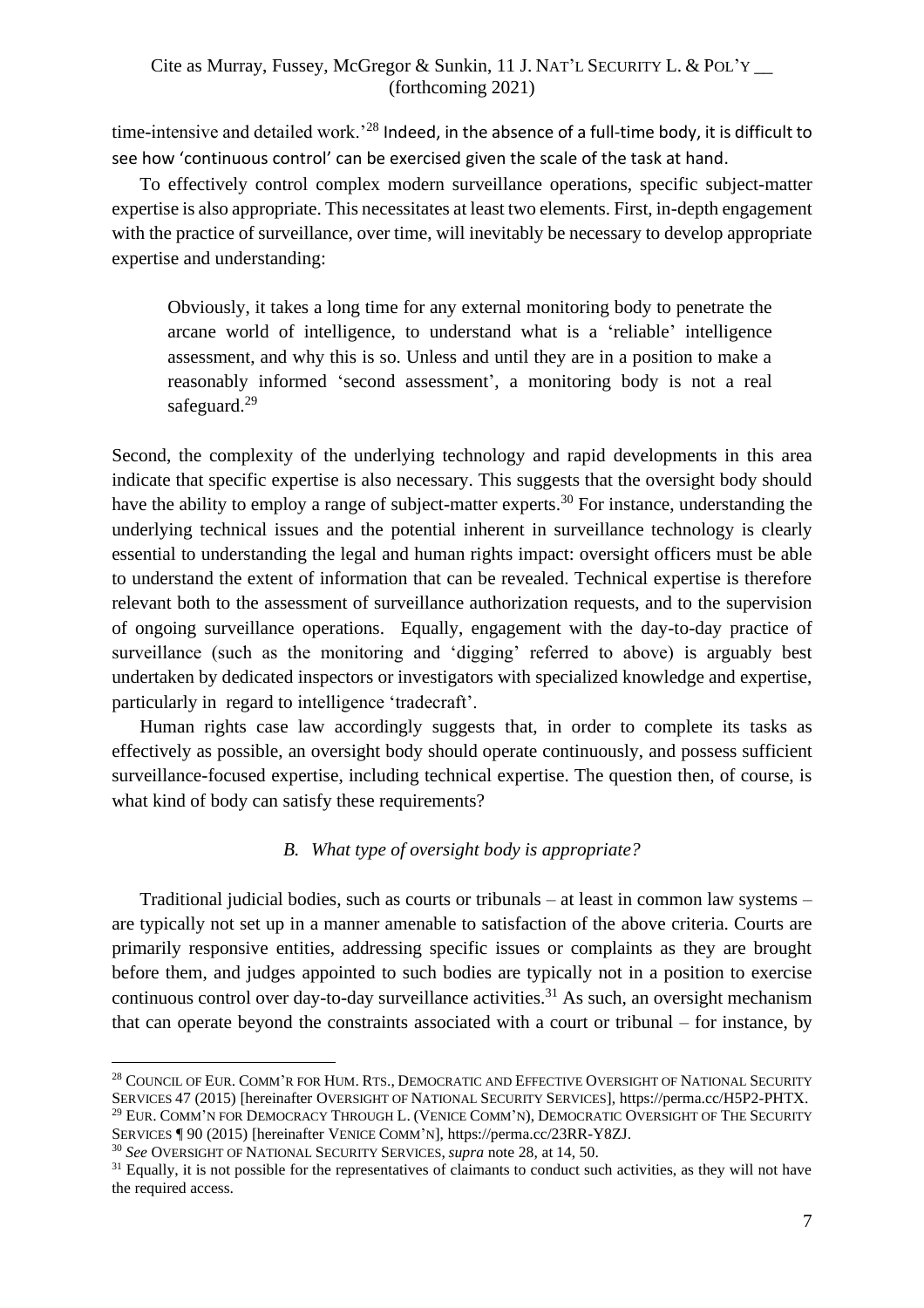time-intensive and detailed work.'[28] Indeed, in the absence of a full-time body, it is difficult to see how 'continuous control' can be exercised given the scale of the task at hand.

To effectively control complex modern surveillance operations, specific subject-matter expertise is also appropriate. This necessitates at least two elements. First, in-depth engagement with the practice of surveillance, over time, will inevitably be necessary to develop appropriate expertise and understanding:

> Obviously, it takes a long time for any external monitoring body to penetrate the arcane world of intelligence, to understand what is a 'reliable' intelligence assessment, and why this is so. Unless and until they are in a position to make a reasonably informed 'second assessment', a monitoring body is not a real safeguard.[29]

Second, the complexity of the underlying technology and rapid developments in this area indicate that specific expertise is also necessary. This suggests that the oversight body should have the ability to employ a range of subject-matter experts.[30] For instance, understanding the underlying technical issues and the potential inherent in surveillance technology is clearly essential to understanding the legal and human rights impact: oversight officers must be able to understand the extent of information that can be revealed. Technical expertise is therefore relevant both to the assessment of surveillance authorization requests, and to the supervision of ongoing surveillance operations. Equally, engagement with the day-to-day practice of surveillance (such as the monitoring and 'digging' referred to above) is arguably best undertaken by dedicated inspectors or investigators with specialized knowledge and expertise, particularly in regard to intelligence 'tradecraft'.

Human rights case law accordingly suggests that, in order to complete its tasks as effectively as possible, an oversight body should operate continuously, and possess sufficient surveillance-focused expertise, including technical expertise. The question then, of course, is what kind of body can satisfy these requirements?

### *B. What type of oversight body is appropriate?*

Traditional judicial bodies, such as courts or tribunals – at least in common law systems – are typically not set up in a manner amenable to satisfaction of the above criteria. Courts are primarily responsive entities, addressing specific issues or complaints as they are brought before them, and judges appointed to such bodies are typically not in a position to exercise continuous control over day-to-day surveillance activities.[31] As such, an oversight mechanism that can operate beyond the constraints associated with a court or tribunal – for instance, by

---

[28] COUNCIL OF EUR. COMM'R FOR HUM. RTS., DEMOCRATIC AND EFFECTIVE OVERSIGHT OF NATIONAL SECURITY SERVICES 47 (2015) [hereinafter OVERSIGHT OF NATIONAL SECURITY SERVICES], https://perma.cc/H5P2-PHTX.

[29] EUR. COMM'N FOR DEMOCRACY THROUGH L. (VENICE COMM'N), DEMOCRATIC OVERSIGHT OF THE SECURITY SERVICES ¶ 90 (2015) [hereinafter VENICE COMM'N], https://perma.cc/23RR-Y8ZJ.

[30] *See* OVERSIGHT OF NATIONAL SECURITY SERVICES, *supra* note 28, at 14, 50.

[31] Equally, it is not possible for the representatives of claimants to conduct such activities, as they will not have the required access.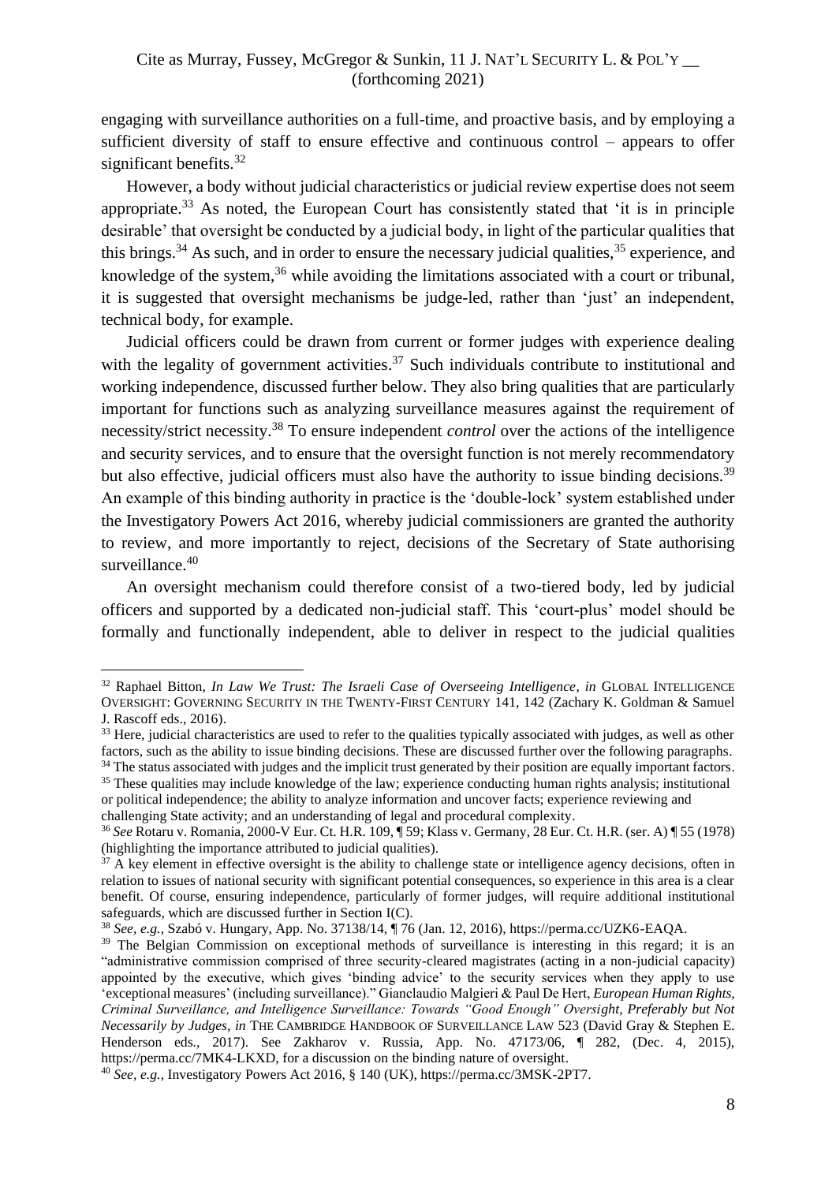engaging with surveillance authorities on a full-time, and proactive basis, and by employing a sufficient diversity of staff to ensure effective and continuous control – appears to offer significant benefits.[32]

However, a body without judicial characteristics or judicial review expertise does not seem appropriate.[33] As noted, the European Court has consistently stated that 'it is in principle desirable' that oversight be conducted by a judicial body, in light of the particular qualities that this brings.[34] As such, and in order to ensure the necessary judicial qualities,[35] experience, and knowledge of the system,[36] while avoiding the limitations associated with a court or tribunal, it is suggested that oversight mechanisms be judge-led, rather than 'just' an independent, technical body, for example.

Judicial officers could be drawn from current or former judges with experience dealing with the legality of government activities.[37] Such individuals contribute to institutional and working independence, discussed further below. They also bring qualities that are particularly important for functions such as analyzing surveillance measures against the requirement of necessity/strict necessity.[38] To ensure independent *control* over the actions of the intelligence and security services, and to ensure that the oversight function is not merely recommendatory but also effective, judicial officers must also have the authority to issue binding decisions.[39] An example of this binding authority in practice is the 'double-lock' system established under the Investigatory Powers Act 2016, whereby judicial commissioners are granted the authority to review, and more importantly to reject, decisions of the Secretary of State authorising surveillance.[40]

An oversight mechanism could therefore consist of a two-tiered body, led by judicial officers and supported by a dedicated non-judicial staff. This 'court-plus' model should be formally and functionally independent, able to deliver in respect to the judicial qualities

---

[32] Raphael Bitton, *In Law We Trust: The Israeli Case of Overseeing Intelligence*, *in* GLOBAL INTELLIGENCE OVERSIGHT: GOVERNING SECURITY IN THE TWENTY-FIRST CENTURY 141, 142 (Zachary K. Goldman & Samuel J. Rascoff eds., 2016).

[33] Here, judicial characteristics are used to refer to the qualities typically associated with judges, as well as other factors, such as the ability to issue binding decisions. These are discussed further over the following paragraphs.

[34] The status associated with judges and the implicit trust generated by their position are equally important factors.

[35] These qualities may include knowledge of the law; experience conducting human rights analysis; institutional or political independence; the ability to analyze information and uncover facts; experience reviewing and challenging State activity; and an understanding of legal and procedural complexity.

[36] *See* Rotaru v. Romania, 2000-V Eur. Ct. H.R. 109, ¶ 59; Klass v. Germany, 28 Eur. Ct. H.R. (ser. A) ¶ 55 (1978) (highlighting the importance attributed to judicial qualities).

[37] A key element in effective oversight is the ability to challenge state or intelligence agency decisions, often in relation to issues of national security with significant potential consequences, so experience in this area is a clear benefit. Of course, ensuring independence, particularly of former judges, will require additional institutional safeguards, which are discussed further in Section I(C).

[38] *See, e.g.*, Szabó v. Hungary, App. No. 37138/14, ¶ 76 (Jan. 12, 2016), https://perma.cc/UZK6-EAQA.

[39] The Belgian Commission on exceptional methods of surveillance is interesting in this regard; it is an "administrative commission comprised of three security-cleared magistrates (acting in a non-judicial capacity) appointed by the executive, which gives 'binding advice' to the security services when they apply to use 'exceptional measures' (including surveillance)." Gianclaudio Malgieri & Paul De Hert, *European Human Rights, Criminal Surveillance, and Intelligence Surveillance: Towards "Good Enough" Oversight, Preferably but Not Necessarily by Judges*, *in* THE CAMBRIDGE HANDBOOK OF SURVEILLANCE LAW 523 (David Gray & Stephen E. Henderson eds., 2017). See Zakharov v. Russia, App. No. 47173/06, ¶ 282, (Dec. 4, 2015), https://perma.cc/7MK4-LKXD, for a discussion on the binding nature of oversight.

[40] *See, e.g.*, Investigatory Powers Act 2016, § 140 (UK), https://perma.cc/3MSK-2PT7.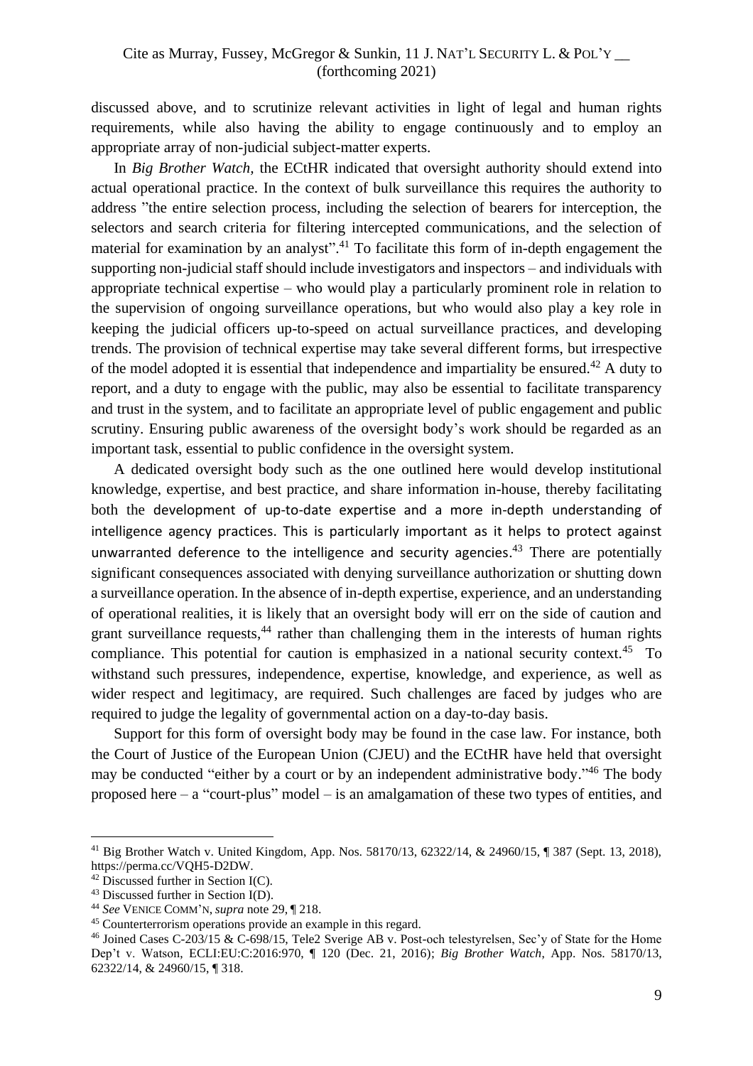discussed above, and to scrutinize relevant activities in light of legal and human rights requirements, while also having the ability to engage continuously and to employ an appropriate array of non-judicial subject-matter experts.

In *Big Brother Watch*, the ECtHR indicated that oversight authority should extend into actual operational practice. In the context of bulk surveillance this requires the authority to address "the entire selection process, including the selection of bearers for interception, the selectors and search criteria for filtering intercepted communications, and the selection of material for examination by an analyst".[41] To facilitate this form of in-depth engagement the supporting non-judicial staff should include investigators and inspectors – and individuals with appropriate technical expertise – who would play a particularly prominent role in relation to the supervision of ongoing surveillance operations, but who would also play a key role in keeping the judicial officers up-to-speed on actual surveillance practices, and developing trends. The provision of technical expertise may take several different forms, but irrespective of the model adopted it is essential that independence and impartiality be ensured.[42] A duty to report, and a duty to engage with the public, may also be essential to facilitate transparency and trust in the system, and to facilitate an appropriate level of public engagement and public scrutiny. Ensuring public awareness of the oversight body's work should be regarded as an important task, essential to public confidence in the oversight system.

A dedicated oversight body such as the one outlined here would develop institutional knowledge, expertise, and best practice, and share information in-house, thereby facilitating both the development of up-to-date expertise and a more in-depth understanding of intelligence agency practices. This is particularly important as it helps to protect against unwarranted deference to the intelligence and security agencies.[43] There are potentially significant consequences associated with denying surveillance authorization or shutting down a surveillance operation. In the absence of in-depth expertise, experience, and an understanding of operational realities, it is likely that an oversight body will err on the side of caution and grant surveillance requests,[44] rather than challenging them in the interests of human rights compliance. This potential for caution is emphasized in a national security context.[45] To withstand such pressures, independence, expertise, knowledge, and experience, as well as wider respect and legitimacy, are required. Such challenges are faced by judges who are required to judge the legality of governmental action on a day-to-day basis.

Support for this form of oversight body may be found in the case law. For instance, both the Court of Justice of the European Union (CJEU) and the ECtHR have held that oversight may be conducted "either by a court or by an independent administrative body."[46] The body proposed here – a "court-plus" model – is an amalgamation of these two types of entities, and

---

[41] Big Brother Watch v. United Kingdom, App. Nos. 58170/13, 62322/14, & 24960/15, ¶ 387 (Sept. 13, 2018), https://perma.cc/VQH5-D2DW.

[42] Discussed further in Section I(C).

[43] Discussed further in Section I(D).

[44] *See* VENICE COMM'N, *supra* note 29, ¶ 218.

[45] Counterterrorism operations provide an example in this regard.

[46] Joined Cases C-203/15 & C-698/15, Tele2 Sverige AB v. Post-och telestyrelsen, Sec'y of State for the Home Dep't v. Watson, ECLI:EU:C:2016:970, ¶ 120 (Dec. 21, 2016); *Big Brother Watch*, App. Nos. 58170/13, 62322/14, & 24960/15, ¶ 318.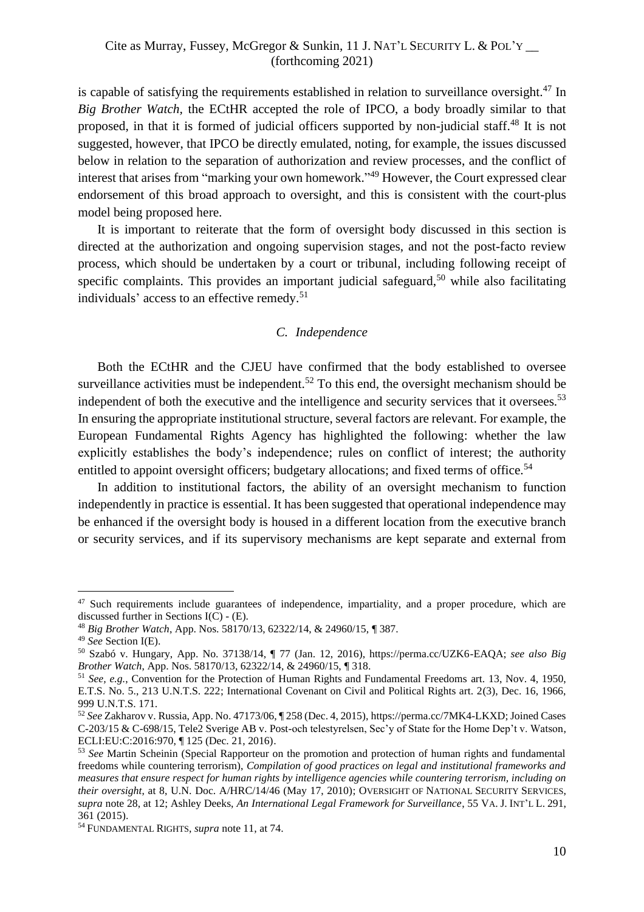is capable of satisfying the requirements established in relation to surveillance oversight.[47] In *Big Brother Watch*, the ECtHR accepted the role of IPCO, a body broadly similar to that proposed, in that it is formed of judicial officers supported by non-judicial staff.[48] It is not suggested, however, that IPCO be directly emulated, noting, for example, the issues discussed below in relation to the separation of authorization and review processes, and the conflict of interest that arises from "marking your own homework."[49] However, the Court expressed clear endorsement of this broad approach to oversight, and this is consistent with the court-plus model being proposed here.

It is important to reiterate that the form of oversight body discussed in this section is directed at the authorization and ongoing supervision stages, and not the post-facto review process, which should be undertaken by a court or tribunal, including following receipt of specific complaints. This provides an important judicial safeguard,[50] while also facilitating individuals' access to an effective remedy.[51]

### *C. Independence*

Both the ECtHR and the CJEU have confirmed that the body established to oversee surveillance activities must be independent.[52] To this end, the oversight mechanism should be independent of both the executive and the intelligence and security services that it oversees.[53] In ensuring the appropriate institutional structure, several factors are relevant. For example, the European Fundamental Rights Agency has highlighted the following: whether the law explicitly establishes the body's independence; rules on conflict of interest; the authority entitled to appoint oversight officers; budgetary allocations; and fixed terms of office.[54]

In addition to institutional factors, the ability of an oversight mechanism to function independently in practice is essential. It has been suggested that operational independence may be enhanced if the oversight body is housed in a different location from the executive branch or security services, and if its supervisory mechanisms are kept separate and external from

---

[47] Such requirements include guarantees of independence, impartiality, and a proper procedure, which are discussed further in Sections I(C) - (E).

[48] *Big Brother Watch*, App. Nos. 58170/13, 62322/14, & 24960/15, ¶ 387.

[49] *See* Section I(E).

[50] Szabó v. Hungary, App. No. 37138/14, ¶ 77 (Jan. 12, 2016), https://perma.cc/UZK6-EAQA; *see also Big Brother Watch*, App. Nos. 58170/13, 62322/14, & 24960/15, ¶ 318.

[51] *See, e.g.*, Convention for the Protection of Human Rights and Fundamental Freedoms art. 13, Nov. 4, 1950, E.T.S. No. 5., 213 U.N.T.S. 222; International Covenant on Civil and Political Rights art. 2(3), Dec. 16, 1966, 999 U.N.T.S. 171.

[52] *See* Zakharov v. Russia, App. No. 47173/06, ¶ 258 (Dec. 4, 2015), https://perma.cc/7MK4-LKXD; Joined Cases C-203/15 & C-698/15, Tele2 Sverige AB v. Post-och telestyrelsen, Sec'y of State for the Home Dep't v. Watson, ECLI:EU:C:2016:970, ¶ 125 (Dec. 21, 2016).

[53] *See* Martin Scheinin (Special Rapporteur on the promotion and protection of human rights and fundamental freedoms while countering terrorism), *Compilation of good practices on legal and institutional frameworks and measures that ensure respect for human rights by intelligence agencies while countering terrorism, including on their oversight*, at 8, U.N. Doc. A/HRC/14/46 (May 17, 2010); OVERSIGHT OF NATIONAL SECURITY SERVICES, *supra* note 28, at 12; Ashley Deeks, *An International Legal Framework for Surveillance*, 55 VA. J. INT'L L. 291, 361 (2015).

[54] FUNDAMENTAL RIGHTS, *supra* note 11, at 74.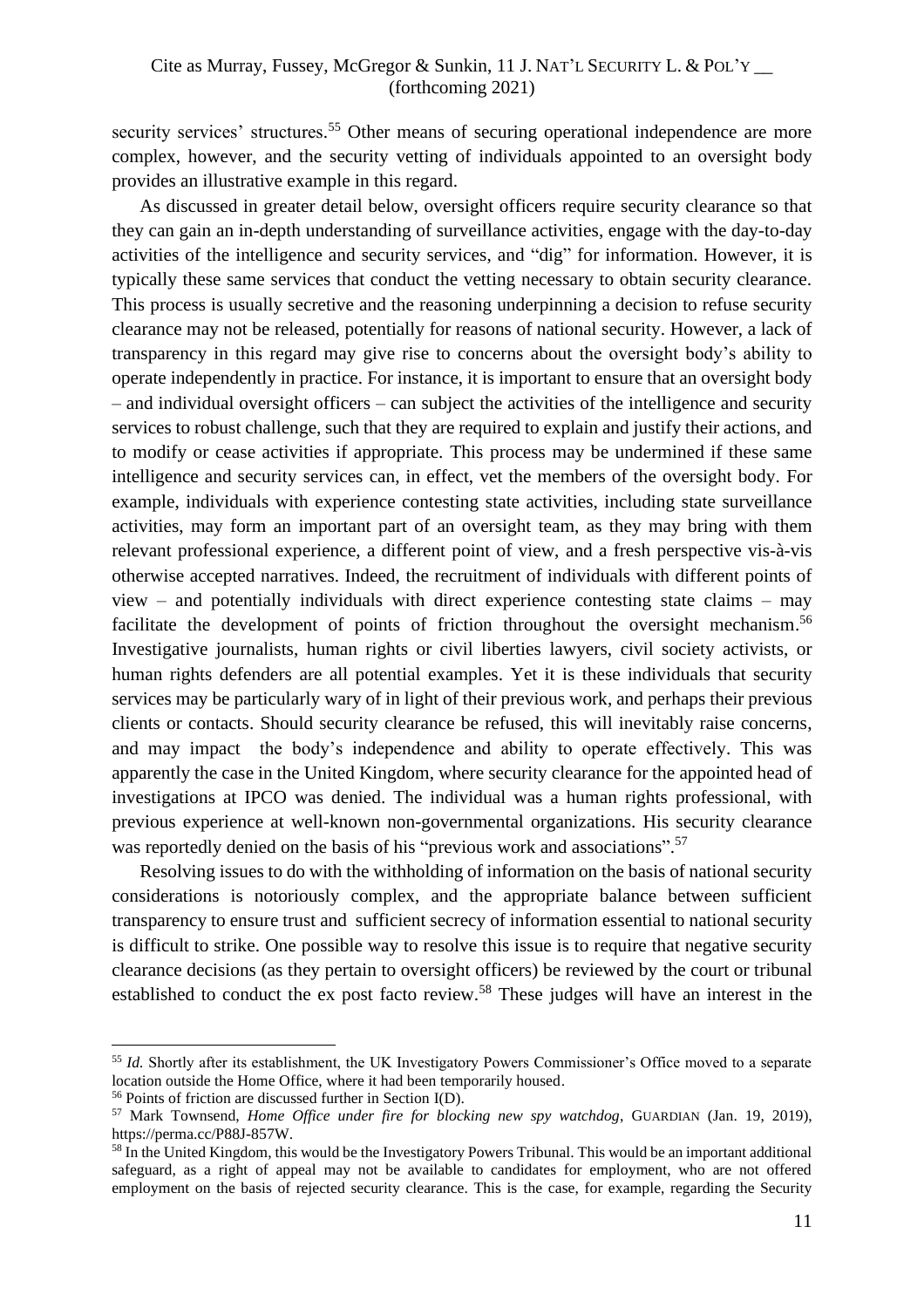security services' structures.[55] Other means of securing operational independence are more complex, however, and the security vetting of individuals appointed to an oversight body provides an illustrative example in this regard.

As discussed in greater detail below, oversight officers require security clearance so that they can gain an in-depth understanding of surveillance activities, engage with the day-to-day activities of the intelligence and security services, and "dig" for information. However, it is typically these same services that conduct the vetting necessary to obtain security clearance. This process is usually secretive and the reasoning underpinning a decision to refuse security clearance may not be released, potentially for reasons of national security. However, a lack of transparency in this regard may give rise to concerns about the oversight body's ability to operate independently in practice. For instance, it is important to ensure that an oversight body – and individual oversight officers – can subject the activities of the intelligence and security services to robust challenge, such that they are required to explain and justify their actions, and to modify or cease activities if appropriate. This process may be undermined if these same intelligence and security services can, in effect, vet the members of the oversight body. For example, individuals with experience contesting state activities, including state surveillance activities, may form an important part of an oversight team, as they may bring with them relevant professional experience, a different point of view, and a fresh perspective vis-à-vis otherwise accepted narratives. Indeed, the recruitment of individuals with different points of view – and potentially individuals with direct experience contesting state claims – may facilitate the development of points of friction throughout the oversight mechanism.[56] Investigative journalists, human rights or civil liberties lawyers, civil society activists, or human rights defenders are all potential examples. Yet it is these individuals that security services may be particularly wary of in light of their previous work, and perhaps their previous clients or contacts. Should security clearance be refused, this will inevitably raise concerns, and may impact the body's independence and ability to operate effectively. This was apparently the case in the United Kingdom, where security clearance for the appointed head of investigations at IPCO was denied. The individual was a human rights professional, with previous experience at well-known non-governmental organizations. His security clearance was reportedly denied on the basis of his "previous work and associations".[57]

Resolving issues to do with the withholding of information on the basis of national security considerations is notoriously complex, and the appropriate balance between sufficient transparency to ensure trust and sufficient secrecy of information essential to national security is difficult to strike. One possible way to resolve this issue is to require that negative security clearance decisions (as they pertain to oversight officers) be reviewed by the court or tribunal established to conduct the ex post facto review.[58] These judges will have an interest in the

---

[55] *Id.* Shortly after its establishment, the UK Investigatory Powers Commissioner's Office moved to a separate location outside the Home Office, where it had been temporarily housed.

[56] Points of friction are discussed further in Section I(D).

[57] Mark Townsend, *Home Office under fire for blocking new spy watchdog*, GUARDIAN (Jan. 19, 2019), https://perma.cc/P88J-857W.

[58] In the United Kingdom, this would be the Investigatory Powers Tribunal. This would be an important additional safeguard, as a right of appeal may not be available to candidates for employment, who are not offered employment on the basis of rejected security clearance. This is the case, for example, regarding the Security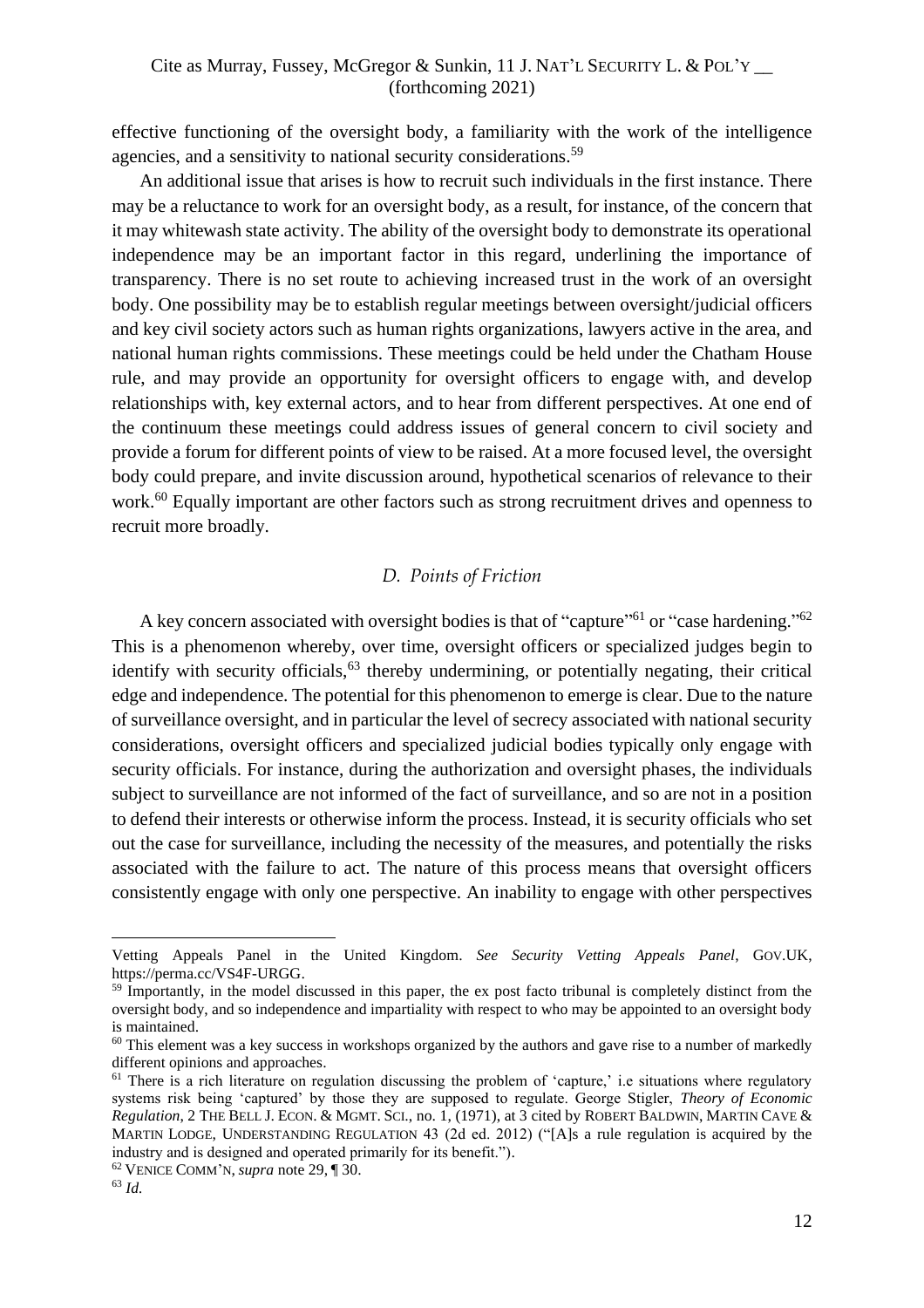effective functioning of the oversight body, a familiarity with the work of the intelligence agencies, and a sensitivity to national security considerations.[59]

An additional issue that arises is how to recruit such individuals in the first instance. There may be a reluctance to work for an oversight body, as a result, for instance, of the concern that it may whitewash state activity. The ability of the oversight body to demonstrate its operational independence may be an important factor in this regard, underlining the importance of transparency. There is no set route to achieving increased trust in the work of an oversight body. One possibility may be to establish regular meetings between oversight/judicial officers and key civil society actors such as human rights organizations, lawyers active in the area, and national human rights commissions. These meetings could be held under the Chatham House rule, and may provide an opportunity for oversight officers to engage with, and develop relationships with, key external actors, and to hear from different perspectives. At one end of the continuum these meetings could address issues of general concern to civil society and provide a forum for different points of view to be raised. At a more focused level, the oversight body could prepare, and invite discussion around, hypothetical scenarios of relevance to their work.[60] Equally important are other factors such as strong recruitment drives and openness to recruit more broadly.

### *D. Points of Friction*

A key concern associated with oversight bodies is that of "capture"[61] or "case hardening."[62] This is a phenomenon whereby, over time, oversight officers or specialized judges begin to identify with security officials,[63] thereby undermining, or potentially negating, their critical edge and independence. The potential for this phenomenon to emerge is clear. Due to the nature of surveillance oversight, and in particular the level of secrecy associated with national security considerations, oversight officers and specialized judicial bodies typically only engage with security officials. For instance, during the authorization and oversight phases, the individuals subject to surveillance are not informed of the fact of surveillance, and so are not in a position to defend their interests or otherwise inform the process. Instead, it is security officials who set out the case for surveillance, including the necessity of the measures, and potentially the risks associated with the failure to act. The nature of this process means that oversight officers consistently engage with only one perspective. An inability to engage with other perspectives

---

Vetting Appeals Panel in the United Kingdom. *See Security Vetting Appeals Panel*, GOV.UK, https://perma.cc/VS4F-URGG.

[59] Importantly, in the model discussed in this paper, the ex post facto tribunal is completely distinct from the oversight body, and so independence and impartiality with respect to who may be appointed to an oversight body is maintained.

[60] This element was a key success in workshops organized by the authors and gave rise to a number of markedly different opinions and approaches.

[61] There is a rich literature on regulation discussing the problem of 'capture,' i.e situations where regulatory systems risk being 'captured' by those they are supposed to regulate. George Stigler, *Theory of Economic Regulation*, 2 THE BELL J. ECON. & MGMT. SCI., no. 1, (1971), at 3 cited by ROBERT BALDWIN, MARTIN CAVE & MARTIN LODGE, UNDERSTANDING REGULATION 43 (2d ed. 2012) ("[A]s a rule regulation is acquired by the industry and is designed and operated primarily for its benefit.").

[62] VENICE COMM'N, *supra* note 29, ¶ 30.

[63] *Id.*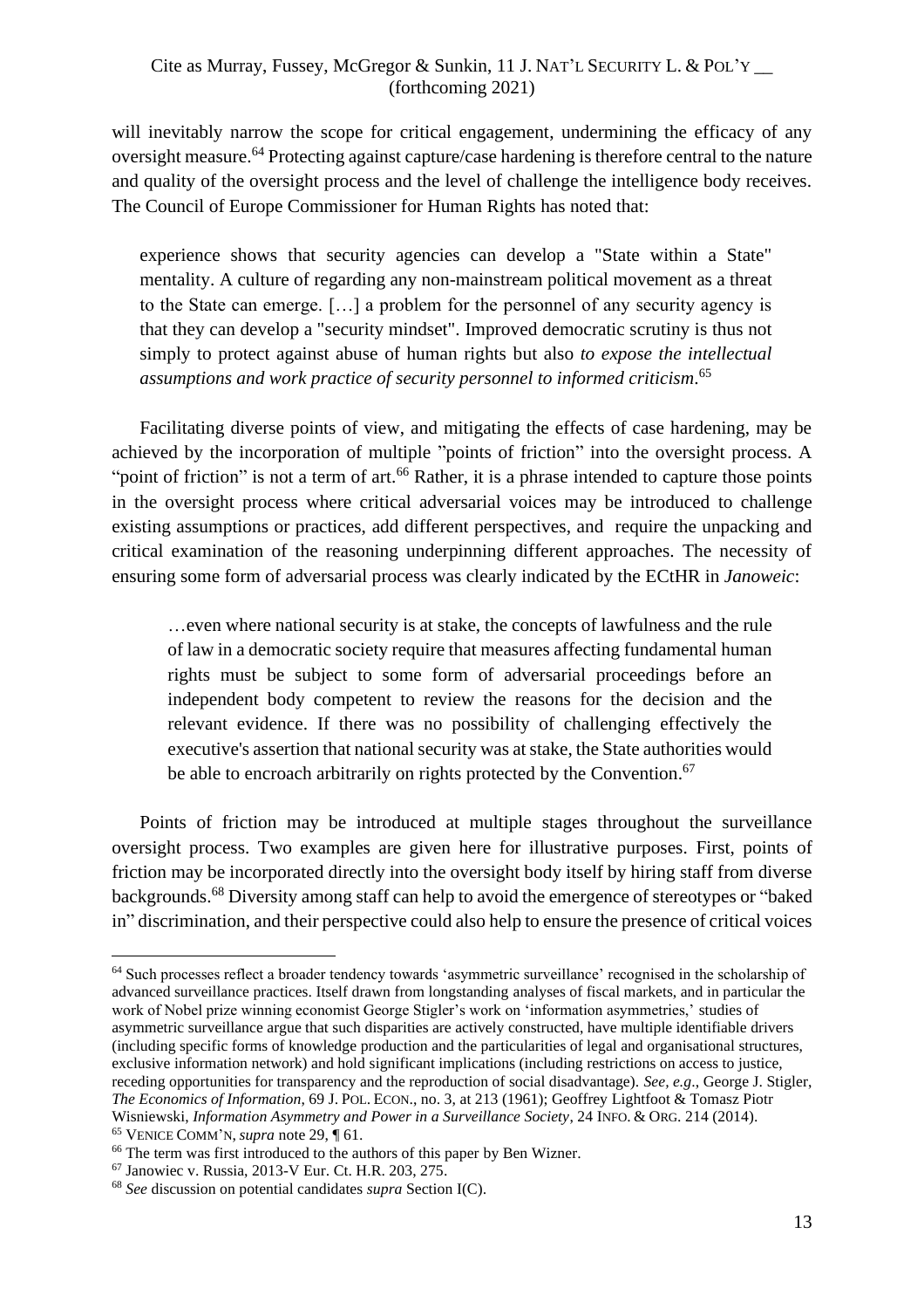will inevitably narrow the scope for critical engagement, undermining the efficacy of any oversight measure.[64] Protecting against capture/case hardening is therefore central to the nature and quality of the oversight process and the level of challenge the intelligence body receives. The Council of Europe Commissioner for Human Rights has noted that:

> experience shows that security agencies can develop a "State within a State" mentality. A culture of regarding any non-mainstream political movement as a threat to the State can emerge. […] a problem for the personnel of any security agency is that they can develop a "security mindset". Improved democratic scrutiny is thus not simply to protect against abuse of human rights but also *to expose the intellectual assumptions and work practice of security personnel to informed criticism*.[65]

Facilitating diverse points of view, and mitigating the effects of case hardening, may be achieved by the incorporation of multiple "points of friction" into the oversight process. A "point of friction" is not a term of art.[66] Rather, it is a phrase intended to capture those points in the oversight process where critical adversarial voices may be introduced to challenge existing assumptions or practices, add different perspectives, and require the unpacking and critical examination of the reasoning underpinning different approaches. The necessity of ensuring some form of adversarial process was clearly indicated by the ECtHR in *Janoweic*:

> …even where national security is at stake, the concepts of lawfulness and the rule of law in a democratic society require that measures affecting fundamental human rights must be subject to some form of adversarial proceedings before an independent body competent to review the reasons for the decision and the relevant evidence. If there was no possibility of challenging effectively the executive's assertion that national security was at stake, the State authorities would be able to encroach arbitrarily on rights protected by the Convention.[67]

Points of friction may be introduced at multiple stages throughout the surveillance oversight process. Two examples are given here for illustrative purposes. First, points of friction may be incorporated directly into the oversight body itself by hiring staff from diverse backgrounds.[68] Diversity among staff can help to avoid the emergence of stereotypes or "baked in" discrimination, and their perspective could also help to ensure the presence of critical voices

---

[64] Such processes reflect a broader tendency towards 'asymmetric surveillance' recognised in the scholarship of advanced surveillance practices. Itself drawn from longstanding analyses of fiscal markets, and in particular the work of Nobel prize winning economist George Stigler's work on 'information asymmetries,' studies of asymmetric surveillance argue that such disparities are actively constructed, have multiple identifiable drivers (including specific forms of knowledge production and the particularities of legal and organisational structures, exclusive information network) and hold significant implications (including restrictions on access to justice, receding opportunities for transparency and the reproduction of social disadvantage). *See, e.g*., George J. Stigler, *The Economics of Information*, 69 J. POL. ECON., no. 3, at 213 (1961); Geoffrey Lightfoot & Tomasz Piotr Wisniewski, *Information Asymmetry and Power in a Surveillance Society*, 24 INFO. & ORG. 214 (2014).

[65] VENICE COMM'N, *supra* note 29, ¶ 61.

[66] The term was first introduced to the authors of this paper by Ben Wizner.

[67] Janowiec v. Russia, 2013-V Eur. Ct. H.R. 203, 275.

[68] *See* discussion on potential candidates *supra* Section I(C).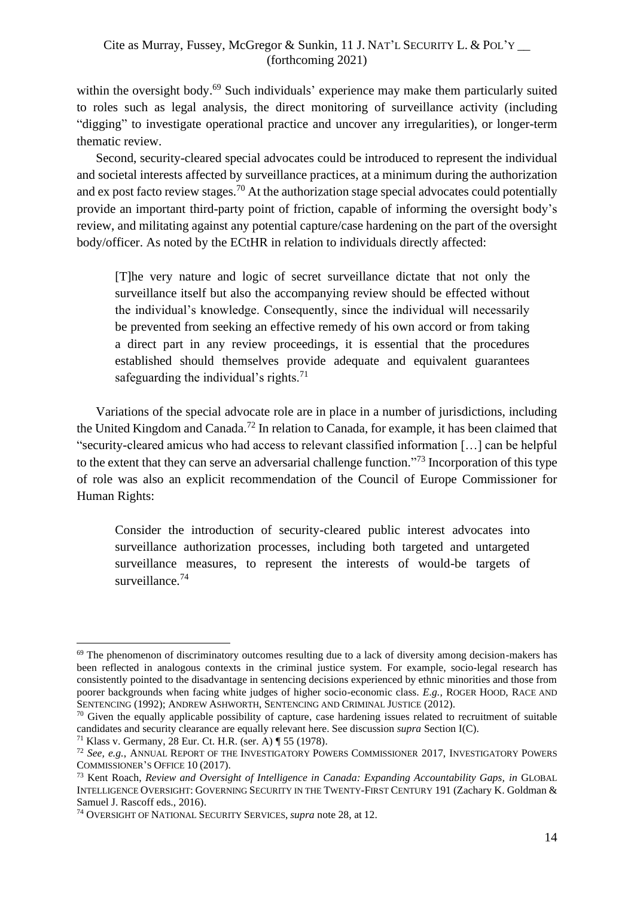within the oversight body.[69] Such individuals' experience may make them particularly suited to roles such as legal analysis, the direct monitoring of surveillance activity (including "digging" to investigate operational practice and uncover any irregularities), or longer-term thematic review.

Second, security-cleared special advocates could be introduced to represent the individual and societal interests affected by surveillance practices, at a minimum during the authorization and ex post facto review stages.[70] At the authorization stage special advocates could potentially provide an important third-party point of friction, capable of informing the oversight body's review, and militating against any potential capture/case hardening on the part of the oversight body/officer. As noted by the ECtHR in relation to individuals directly affected:

> [T]he very nature and logic of secret surveillance dictate that not only the surveillance itself but also the accompanying review should be effected without the individual's knowledge. Consequently, since the individual will necessarily be prevented from seeking an effective remedy of his own accord or from taking a direct part in any review proceedings, it is essential that the procedures established should themselves provide adequate and equivalent guarantees safeguarding the individual's rights.[71]

Variations of the special advocate role are in place in a number of jurisdictions, including the United Kingdom and Canada.[72] In relation to Canada, for example, it has been claimed that "security-cleared amicus who had access to relevant classified information […] can be helpful to the extent that they can serve an adversarial challenge function."[73] Incorporation of this type of role was also an explicit recommendation of the Council of Europe Commissioner for Human Rights:

> Consider the introduction of security-cleared public interest advocates into surveillance authorization processes, including both targeted and untargeted surveillance measures, to represent the interests of would-be targets of surveillance.[74]

---

[69] The phenomenon of discriminatory outcomes resulting due to a lack of diversity among decision-makers has been reflected in analogous contexts in the criminal justice system. For example, socio-legal research has consistently pointed to the disadvantage in sentencing decisions experienced by ethnic minorities and those from poorer backgrounds when facing white judges of higher socio-economic class. *E.g.*, ROGER HOOD, RACE AND SENTENCING (1992); ANDREW ASHWORTH, SENTENCING AND CRIMINAL JUSTICE (2012).

[70] Given the equally applicable possibility of capture, case hardening issues related to recruitment of suitable candidates and security clearance are equally relevant here. See discussion *supra* Section I(C).

[71] Klass v. Germany, 28 Eur. Ct. H.R. (ser. A) ¶ 55 (1978).

[72] *See, e.g.*, ANNUAL REPORT OF THE INVESTIGATORY POWERS COMMISSIONER 2017, INVESTIGATORY POWERS COMMISSIONER'S OFFICE 10 (2017).

[73] Kent Roach, *Review and Oversight of Intelligence in Canada: Expanding Accountability Gaps, in* GLOBAL INTELLIGENCE OVERSIGHT: GOVERNING SECURITY IN THE TWENTY-FIRST CENTURY 191 (Zachary K. Goldman & Samuel J. Rascoff eds., 2016).

[74] OVERSIGHT OF NATIONAL SECURITY SERVICES, *supra* note 28, at 12.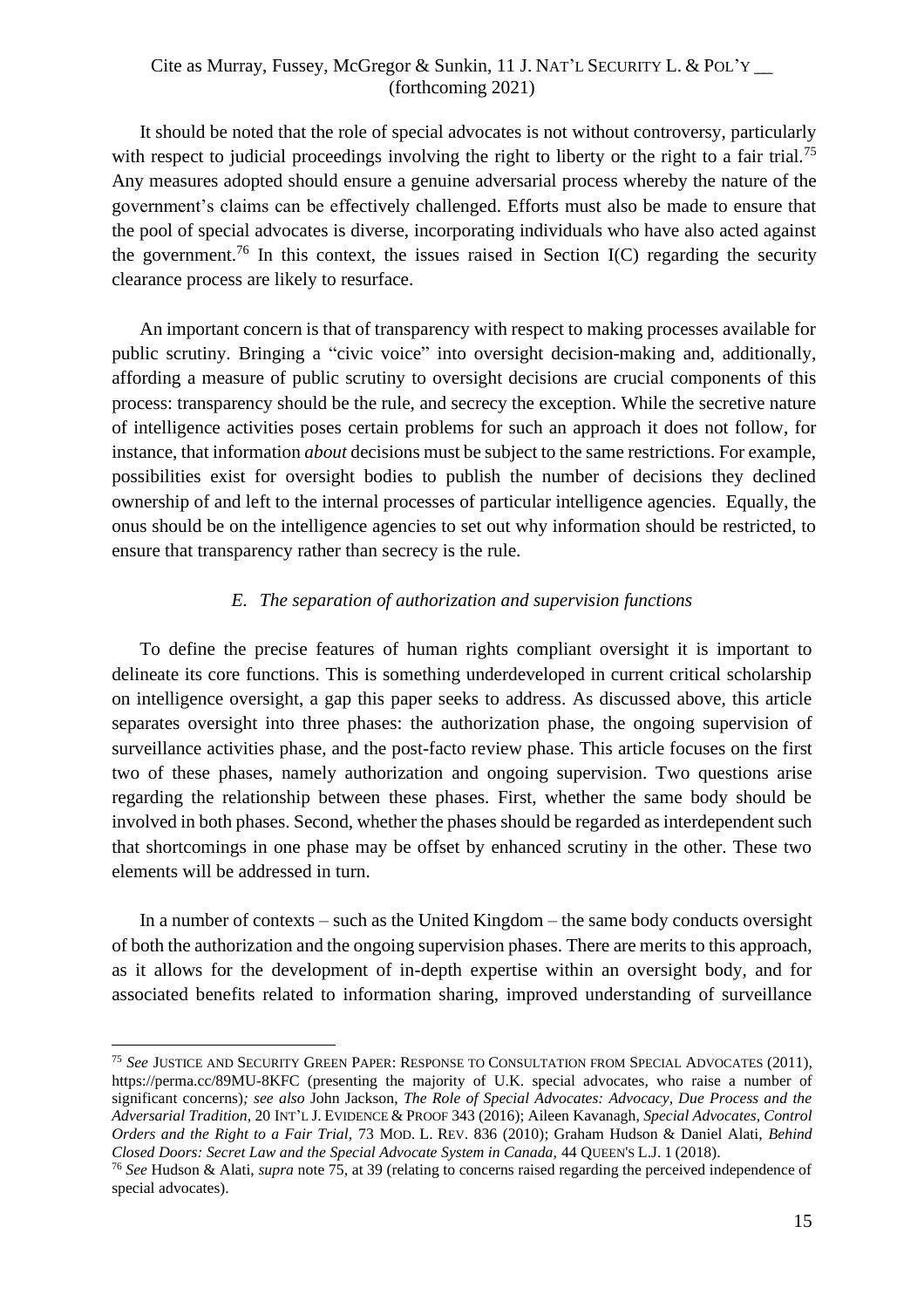It should be noted that the role of special advocates is not without controversy, particularly with respect to judicial proceedings involving the right to liberty or the right to a fair trial.[75] Any measures adopted should ensure a genuine adversarial process whereby the nature of the government's claims can be effectively challenged. Efforts must also be made to ensure that the pool of special advocates is diverse, incorporating individuals who have also acted against the government.[76] In this context, the issues raised in Section I(C) regarding the security clearance process are likely to resurface.

An important concern is that of transparency with respect to making processes available for public scrutiny. Bringing a "civic voice" into oversight decision-making and, additionally, affording a measure of public scrutiny to oversight decisions are crucial components of this process: transparency should be the rule, and secrecy the exception. While the secretive nature of intelligence activities poses certain problems for such an approach it does not follow, for instance, that information *about* decisions must be subject to the same restrictions. For example, possibilities exist for oversight bodies to publish the number of decisions they declined ownership of and left to the internal processes of particular intelligence agencies. Equally, the onus should be on the intelligence agencies to set out why information should be restricted, to ensure that transparency rather than secrecy is the rule.

### *E. The separation of authorization and supervision functions*

To define the precise features of human rights compliant oversight it is important to delineate its core functions. This is something underdeveloped in current critical scholarship on intelligence oversight, a gap this paper seeks to address. As discussed above, this article separates oversight into three phases: the authorization phase, the ongoing supervision of surveillance activities phase, and the post-facto review phase. This article focuses on the first two of these phases, namely authorization and ongoing supervision. Two questions arise regarding the relationship between these phases. First, whether the same body should be involved in both phases. Second, whether the phases should be regarded as interdependent such that shortcomings in one phase may be offset by enhanced scrutiny in the other. These two elements will be addressed in turn.

In a number of contexts – such as the United Kingdom – the same body conducts oversight of both the authorization and the ongoing supervision phases. There are merits to this approach, as it allows for the development of in-depth expertise within an oversight body, and for associated benefits related to information sharing, improved understanding of surveillance

---

[75] *See* JUSTICE AND SECURITY GREEN PAPER: RESPONSE TO CONSULTATION FROM SPECIAL ADVOCATES (2011), https://perma.cc/89MU-8KFC (presenting the majority of U.K. special advocates, who raise a number of significant concerns)*; see also* John Jackson, *The Role of Special Advocates: Advocacy, Due Process and the Adversarial Tradition*, 20 INT'L J. EVIDENCE & PROOF 343 (2016); Aileen Kavanagh, *Special Advocates, Control Orders and the Right to a Fair Trial,* 73 MOD. L. REV. 836 (2010); Graham Hudson & Daniel Alati, *Behind Closed Doors: Secret Law and the Special Advocate System in Canada*, 44 QUEEN'S L.J. 1 (2018).

[76] *See* Hudson & Alati, *supra* note 75, at 39 (relating to concerns raised regarding the perceived independence of special advocates).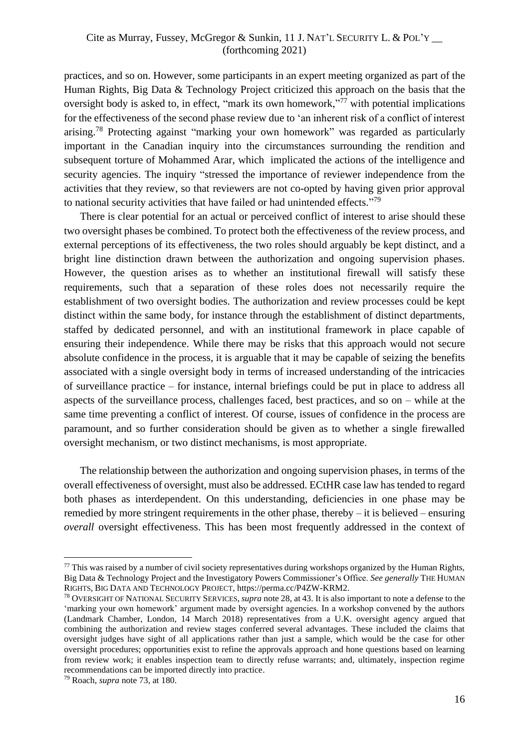practices, and so on. However, some participants in an expert meeting organized as part of the Human Rights, Big Data & Technology Project criticized this approach on the basis that the oversight body is asked to, in effect, "mark its own homework,"[77] with potential implications for the effectiveness of the second phase review due to 'an inherent risk of a conflict of interest arising.[78] Protecting against "marking your own homework" was regarded as particularly important in the Canadian inquiry into the circumstances surrounding the rendition and subsequent torture of Mohammed Arar, which implicated the actions of the intelligence and security agencies. The inquiry "stressed the importance of reviewer independence from the activities that they review, so that reviewers are not co-opted by having given prior approval to national security activities that have failed or had unintended effects."[79]

There is clear potential for an actual or perceived conflict of interest to arise should these two oversight phases be combined. To protect both the effectiveness of the review process, and external perceptions of its effectiveness, the two roles should arguably be kept distinct, and a bright line distinction drawn between the authorization and ongoing supervision phases. However, the question arises as to whether an institutional firewall will satisfy these requirements, such that a separation of these roles does not necessarily require the establishment of two oversight bodies. The authorization and review processes could be kept distinct within the same body, for instance through the establishment of distinct departments, staffed by dedicated personnel, and with an institutional framework in place capable of ensuring their independence. While there may be risks that this approach would not secure absolute confidence in the process, it is arguable that it may be capable of seizing the benefits associated with a single oversight body in terms of increased understanding of the intricacies of surveillance practice – for instance, internal briefings could be put in place to address all aspects of the surveillance process, challenges faced, best practices, and so on – while at the same time preventing a conflict of interest. Of course, issues of confidence in the process are paramount, and so further consideration should be given as to whether a single firewalled oversight mechanism, or two distinct mechanisms, is most appropriate.

The relationship between the authorization and ongoing supervision phases, in terms of the overall effectiveness of oversight, must also be addressed. ECtHR case law has tended to regard both phases as interdependent. On this understanding, deficiencies in one phase may be remedied by more stringent requirements in the other phase, thereby – it is believed – ensuring *overall* oversight effectiveness. This has been most frequently addressed in the context of

---

[77] This was raised by a number of civil society representatives during workshops organized by the Human Rights, Big Data & Technology Project and the Investigatory Powers Commissioner's Office. *See generally* THE HUMAN RIGHTS, BIG DATA AND TECHNOLOGY PROJECT, https://perma.cc/P4ZW-KRM2.

[78] OVERSIGHT OF NATIONAL SECURITY SERVICES, *supra* note 28, at 43. It is also important to note a defense to the 'marking your own homework' argument made by oversight agencies. In a workshop convened by the authors (Landmark Chamber, London, 14 March 2018) representatives from a U.K. oversight agency argued that combining the authorization and review stages conferred several advantages. These included the claims that oversight judges have sight of all applications rather than just a sample, which would be the case for other oversight procedures; opportunities exist to refine the approvals approach and hone questions based on learning from review work; it enables inspection team to directly refuse warrants; and, ultimately, inspection regime recommendations can be imported directly into practice.

[79] Roach, *supra* note 73, at 180.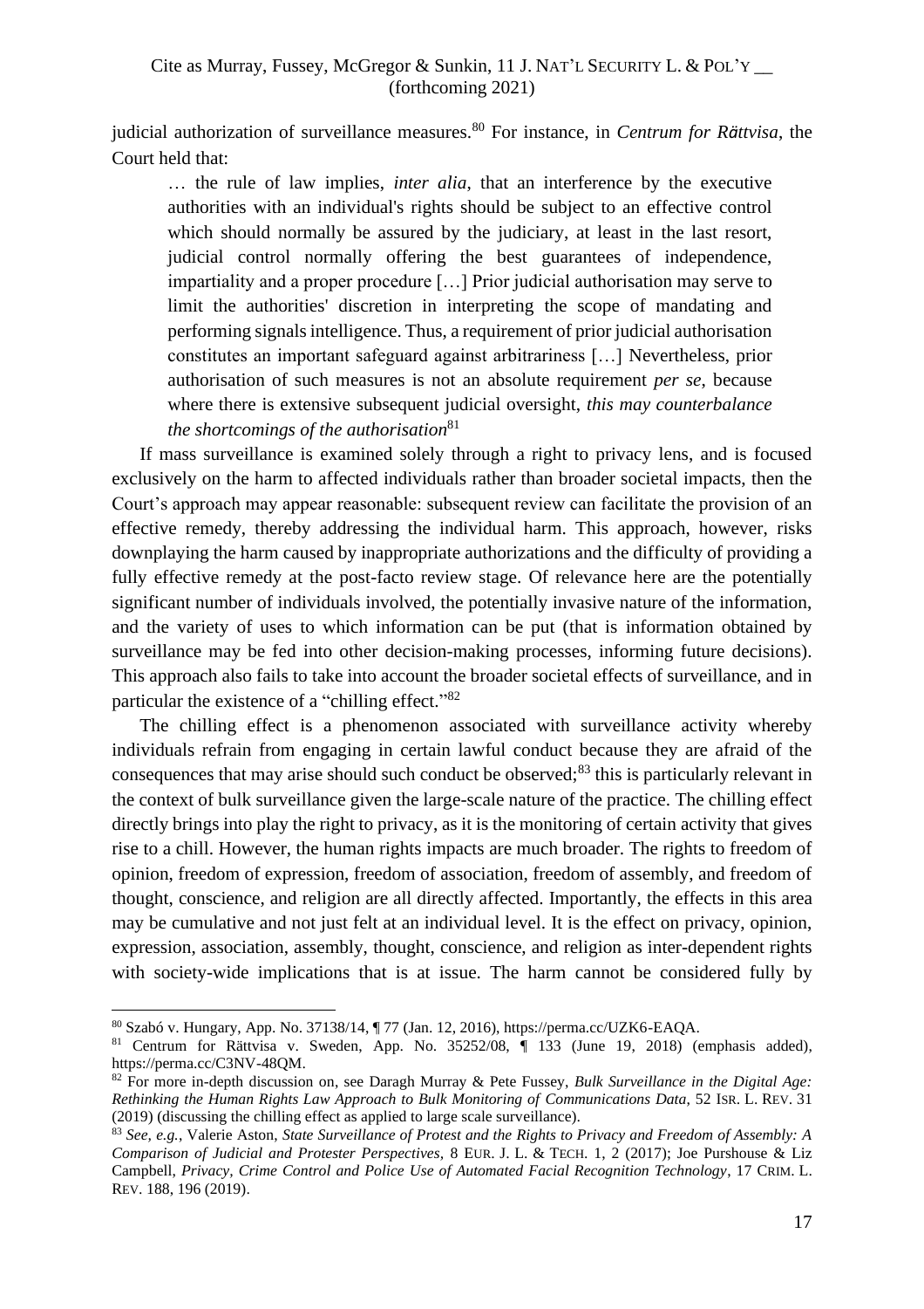judicial authorization of surveillance measures.[80] For instance, in *Centrum for Rättvisa*, the Court held that:

> … the rule of law implies, *inter alia*, that an interference by the executive authorities with an individual's rights should be subject to an effective control which should normally be assured by the judiciary, at least in the last resort, judicial control normally offering the best guarantees of independence, impartiality and a proper procedure […] Prior judicial authorisation may serve to limit the authorities' discretion in interpreting the scope of mandating and performing signals intelligence. Thus, a requirement of prior judicial authorisation constitutes an important safeguard against arbitrariness […] Nevertheless, prior authorisation of such measures is not an absolute requirement *per se*, because where there is extensive subsequent judicial oversight, *this may counterbalance the shortcomings of the authorisation*[81]

If mass surveillance is examined solely through a right to privacy lens, and is focused exclusively on the harm to affected individuals rather than broader societal impacts, then the Court's approach may appear reasonable: subsequent review can facilitate the provision of an effective remedy, thereby addressing the individual harm. This approach, however, risks downplaying the harm caused by inappropriate authorizations and the difficulty of providing a fully effective remedy at the post-facto review stage. Of relevance here are the potentially significant number of individuals involved, the potentially invasive nature of the information, and the variety of uses to which information can be put (that is information obtained by surveillance may be fed into other decision-making processes, informing future decisions). This approach also fails to take into account the broader societal effects of surveillance, and in particular the existence of a "chilling effect."[82]

The chilling effect is a phenomenon associated with surveillance activity whereby individuals refrain from engaging in certain lawful conduct because they are afraid of the consequences that may arise should such conduct be observed;[83] this is particularly relevant in the context of bulk surveillance given the large-scale nature of the practice. The chilling effect directly brings into play the right to privacy, as it is the monitoring of certain activity that gives rise to a chill. However, the human rights impacts are much broader. The rights to freedom of opinion, freedom of expression, freedom of association, freedom of assembly, and freedom of thought, conscience, and religion are all directly affected. Importantly, the effects in this area may be cumulative and not just felt at an individual level. It is the effect on privacy, opinion, expression, association, assembly, thought, conscience, and religion as inter-dependent rights with society-wide implications that is at issue. The harm cannot be considered fully by

---

[80] Szabó v. Hungary, App. No. 37138/14, ¶ 77 (Jan. 12, 2016), https://perma.cc/UZK6-EAQA.

[81] Centrum for Rättvisa v. Sweden, App. No. 35252/08, ¶ 133 (June 19, 2018) (emphasis added), https://perma.cc/C3NV-48QM.

[82] For more in-depth discussion on, see Daragh Murray & Pete Fussey, *Bulk Surveillance in the Digital Age: Rethinking the Human Rights Law Approach to Bulk Monitoring of Communications Data*, 52 ISR. L. REV. 31 (2019) (discussing the chilling effect as applied to large scale surveillance).

[83] *See, e.g.*, Valerie Aston, *State Surveillance of Protest and the Rights to Privacy and Freedom of Assembly: A Comparison of Judicial and Protester Perspectives*, 8 EUR. J. L. & TECH. 1, 2 (2017); Joe Purshouse & Liz Campbell, *Privacy, Crime Control and Police Use of Automated Facial Recognition Technology*, 17 CRIM. L. REV. 188, 196 (2019).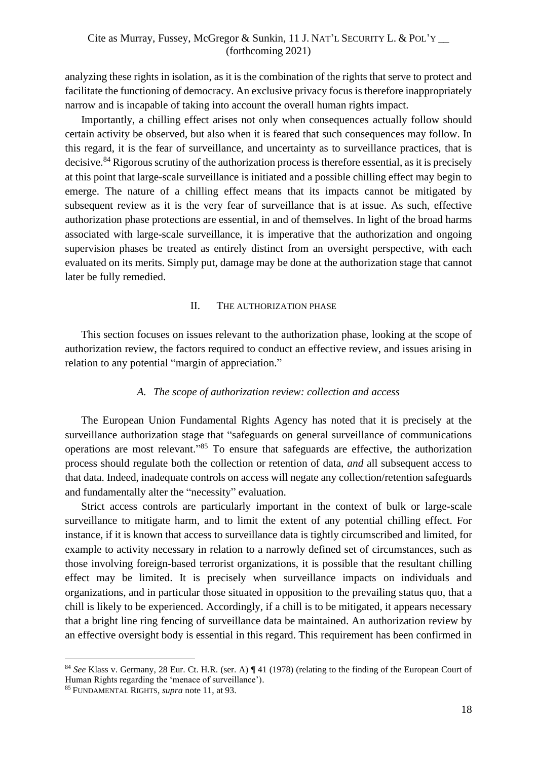analyzing these rights in isolation, as it is the combination of the rights that serve to protect and facilitate the functioning of democracy. An exclusive privacy focus is therefore inappropriately narrow and is incapable of taking into account the overall human rights impact.

Importantly, a chilling effect arises not only when consequences actually follow should certain activity be observed, but also when it is feared that such consequences may follow. In this regard, it is the fear of surveillance, and uncertainty as to surveillance practices, that is decisive.[84] Rigorous scrutiny of the authorization process is therefore essential, as it is precisely at this point that large-scale surveillance is initiated and a possible chilling effect may begin to emerge. The nature of a chilling effect means that its impacts cannot be mitigated by subsequent review as it is the very fear of surveillance that is at issue. As such, effective authorization phase protections are essential, in and of themselves. In light of the broad harms associated with large-scale surveillance, it is imperative that the authorization and ongoing supervision phases be treated as entirely distinct from an oversight perspective, with each evaluated on its merits. Simply put, damage may be done at the authorization stage that cannot later be fully remedied.

## II. THE AUTHORIZATION PHASE

This section focuses on issues relevant to the authorization phase, looking at the scope of authorization review, the factors required to conduct an effective review, and issues arising in relation to any potential "margin of appreciation."

### *A. The scope of authorization review: collection and access*

The European Union Fundamental Rights Agency has noted that it is precisely at the surveillance authorization stage that "safeguards on general surveillance of communications operations are most relevant."[85] To ensure that safeguards are effective, the authorization process should regulate both the collection or retention of data, *and* all subsequent access to that data. Indeed, inadequate controls on access will negate any collection/retention safeguards and fundamentally alter the "necessity" evaluation.

Strict access controls are particularly important in the context of bulk or large-scale surveillance to mitigate harm, and to limit the extent of any potential chilling effect. For instance, if it is known that access to surveillance data is tightly circumscribed and limited, for example to activity necessary in relation to a narrowly defined set of circumstances, such as those involving foreign-based terrorist organizations, it is possible that the resultant chilling effect may be limited. It is precisely when surveillance impacts on individuals and organizations, and in particular those situated in opposition to the prevailing status quo, that a chill is likely to be experienced. Accordingly, if a chill is to be mitigated, it appears necessary that a bright line ring fencing of surveillance data be maintained. An authorization review by an effective oversight body is essential in this regard. This requirement has been confirmed in

---

[84] *See* Klass v. Germany, 28 Eur. Ct. H.R. (ser. A) ¶ 41 (1978) (relating to the finding of the European Court of Human Rights regarding the 'menace of surveillance').

[85] FUNDAMENTAL RIGHTS, *supra* note 11, at 93.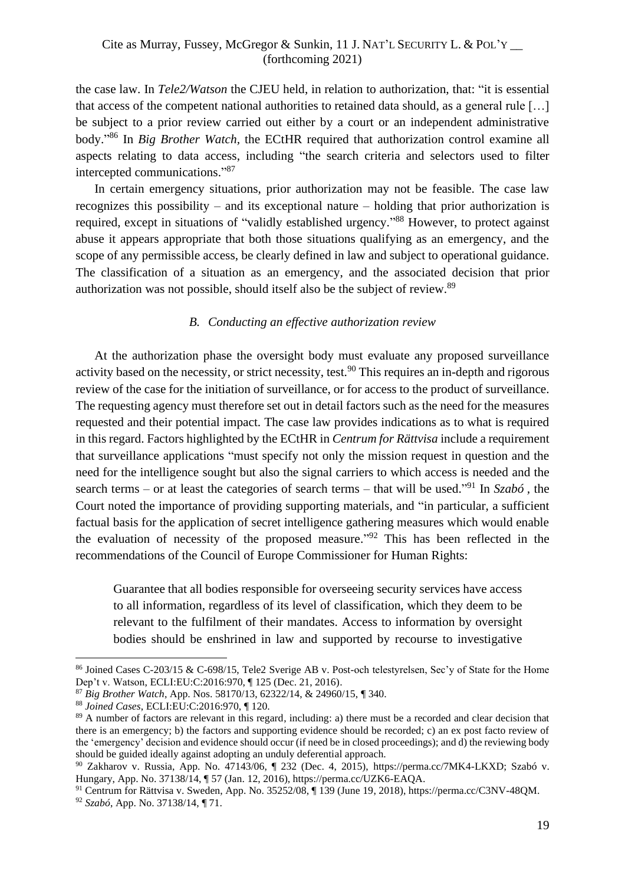the case law. In *Tele2/Watson* the CJEU held, in relation to authorization, that: "it is essential that access of the competent national authorities to retained data should, as a general rule […] be subject to a prior review carried out either by a court or an independent administrative body."[86] In *Big Brother Watch*, the ECtHR required that authorization control examine all aspects relating to data access, including "the search criteria and selectors used to filter intercepted communications."[87]

In certain emergency situations, prior authorization may not be feasible. The case law recognizes this possibility – and its exceptional nature – holding that prior authorization is required, except in situations of "validly established urgency."[88] However, to protect against abuse it appears appropriate that both those situations qualifying as an emergency, and the scope of any permissible access, be clearly defined in law and subject to operational guidance. The classification of a situation as an emergency, and the associated decision that prior authorization was not possible, should itself also be the subject of review.[89]

### *B. Conducting an effective authorization review*

At the authorization phase the oversight body must evaluate any proposed surveillance activity based on the necessity, or strict necessity, test.[90] This requires an in-depth and rigorous review of the case for the initiation of surveillance, or for access to the product of surveillance. The requesting agency must therefore set out in detail factors such as the need for the measures requested and their potential impact. The case law provides indications as to what is required in this regard. Factors highlighted by the ECtHR in *Centrum for Rättvisa* include a requirement that surveillance applications "must specify not only the mission request in question and the need for the intelligence sought but also the signal carriers to which access is needed and the search terms – or at least the categories of search terms – that will be used."[91] In *Szabó* , the Court noted the importance of providing supporting materials, and "in particular, a sufficient factual basis for the application of secret intelligence gathering measures which would enable the evaluation of necessity of the proposed measure."[92] This has been reflected in the recommendations of the Council of Europe Commissioner for Human Rights:

> Guarantee that all bodies responsible for overseeing security services have access to all information, regardless of its level of classification, which they deem to be relevant to the fulfilment of their mandates. Access to information by oversight bodies should be enshrined in law and supported by recourse to investigative

---

[86] Joined Cases C-203/15 & C-698/15, Tele2 Sverige AB v. Post-och telestyrelsen, Sec'y of State for the Home Dep't v. Watson, ECLI:EU:C:2016:970, ¶ 125 (Dec. 21, 2016).

[87] *Big Brother Watch*, App. Nos. 58170/13, 62322/14, & 24960/15, ¶ 340.

[88] *Joined Cases*, ECLI:EU:C:2016:970, ¶ 120.

[89] A number of factors are relevant in this regard, including: a) there must be a recorded and clear decision that there is an emergency; b) the factors and supporting evidence should be recorded; c) an ex post facto review of the 'emergency' decision and evidence should occur (if need be in closed proceedings); and d) the reviewing body should be guided ideally against adopting an unduly deferential approach.

[90] Zakharov v. Russia, App. No. 47143/06, ¶ 232 (Dec. 4, 2015), https://perma.cc/7MK4-LKXD; Szabó v. Hungary, App. No. 37138/14, ¶ 57 (Jan. 12, 2016), https://perma.cc/UZK6-EAQA.

[91] Centrum för Rättvisa v. Sweden, App. No. 35252/08, ¶ 139 (June 19, 2018), https://perma.cc/C3NV-48QM.

[92] *Szabó*, App. No. 37138/14, ¶ 71.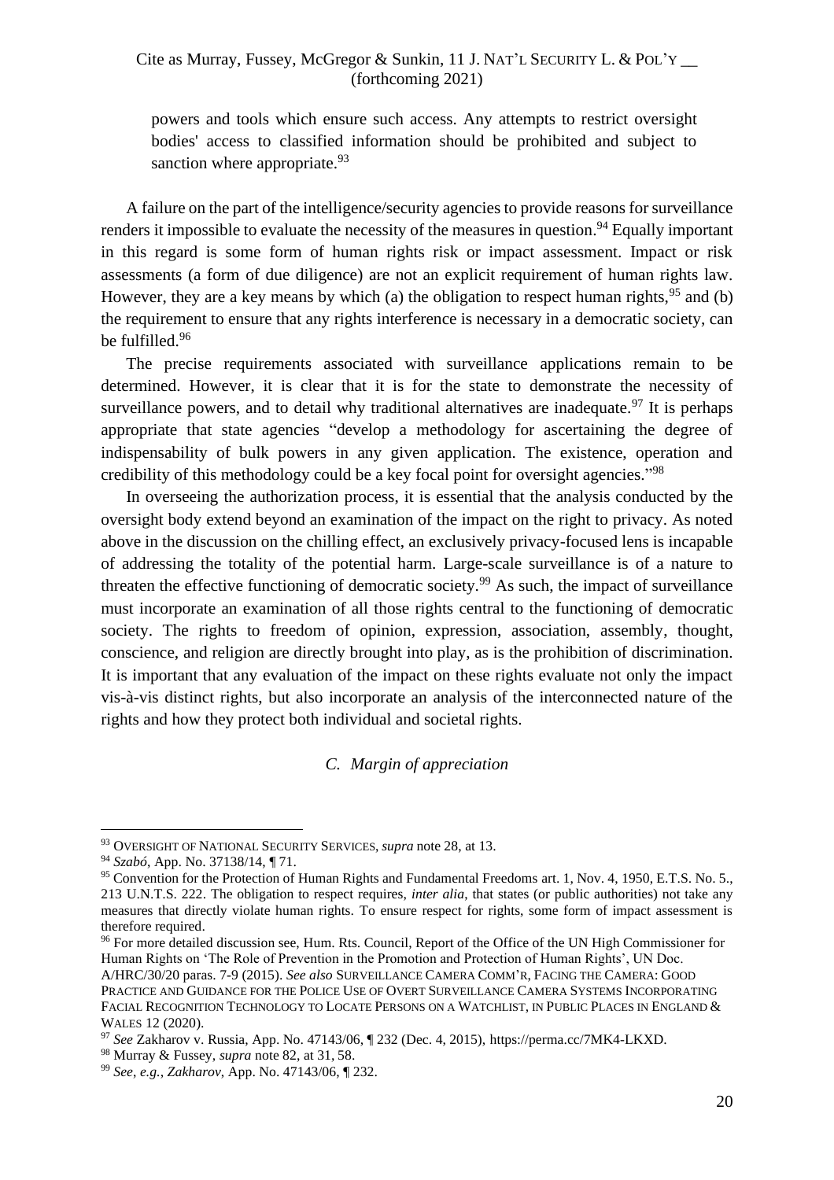powers and tools which ensure such access. Any attempts to restrict oversight bodies' access to classified information should be prohibited and subject to sanction where appropriate.[93]

A failure on the part of the intelligence/security agencies to provide reasons for surveillance renders it impossible to evaluate the necessity of the measures in question.[94] Equally important in this regard is some form of human rights risk or impact assessment. Impact or risk assessments (a form of due diligence) are not an explicit requirement of human rights law. However, they are a key means by which (a) the obligation to respect human rights,[95] and (b) the requirement to ensure that any rights interference is necessary in a democratic society, can be fulfilled.[96]

The precise requirements associated with surveillance applications remain to be determined. However, it is clear that it is for the state to demonstrate the necessity of surveillance powers, and to detail why traditional alternatives are inadequate.[97] It is perhaps appropriate that state agencies "develop a methodology for ascertaining the degree of indispensability of bulk powers in any given application. The existence, operation and credibility of this methodology could be a key focal point for oversight agencies."[98]

In overseeing the authorization process, it is essential that the analysis conducted by the oversight body extend beyond an examination of the impact on the right to privacy. As noted above in the discussion on the chilling effect, an exclusively privacy-focused lens is incapable of addressing the totality of the potential harm. Large-scale surveillance is of a nature to threaten the effective functioning of democratic society.[99] As such, the impact of surveillance must incorporate an examination of all those rights central to the functioning of democratic society. The rights to freedom of opinion, expression, association, assembly, thought, conscience, and religion are directly brought into play, as is the prohibition of discrimination. It is important that any evaluation of the impact on these rights evaluate not only the impact vis-à-vis distinct rights, but also incorporate an analysis of the interconnected nature of the rights and how they protect both individual and societal rights.

### *C. Margin of appreciation*

---

[93] OVERSIGHT OF NATIONAL SECURITY SERVICES, *supra* note 28, at 13.

[94] *Szabó*, App. No. 37138/14, ¶ 71.

[95] Convention for the Protection of Human Rights and Fundamental Freedoms art. 1, Nov. 4, 1950, E.T.S. No. 5., 213 U.N.T.S. 222. The obligation to respect requires, *inter alia*, that states (or public authorities) not take any measures that directly violate human rights. To ensure respect for rights, some form of impact assessment is therefore required.

[96] For more detailed discussion see, Hum. Rts. Council, Report of the Office of the UN High Commissioner for Human Rights on 'The Role of Prevention in the Promotion and Protection of Human Rights', UN Doc. A/HRC/30/20 paras. 7-9 (2015). *See also* SURVEILLANCE CAMERA COMM'R, FACING THE CAMERA: GOOD PRACTICE AND GUIDANCE FOR THE POLICE USE OF OVERT SURVEILLANCE CAMERA SYSTEMS INCORPORATING FACIAL RECOGNITION TECHNOLOGY TO LOCATE PERSONS ON A WATCHLIST, IN PUBLIC PLACES IN ENGLAND & WALES 12 (2020).

[97] *See* Zakharov v. Russia, App. No. 47143/06, ¶ 232 (Dec. 4, 2015), https://perma.cc/7MK4-LKXD.

[98] Murray & Fussey, *supra* note 82, at 31, 58.

[99] *See*, *e.g.*, *Zakharov*, App. No. 47143/06, ¶ 232.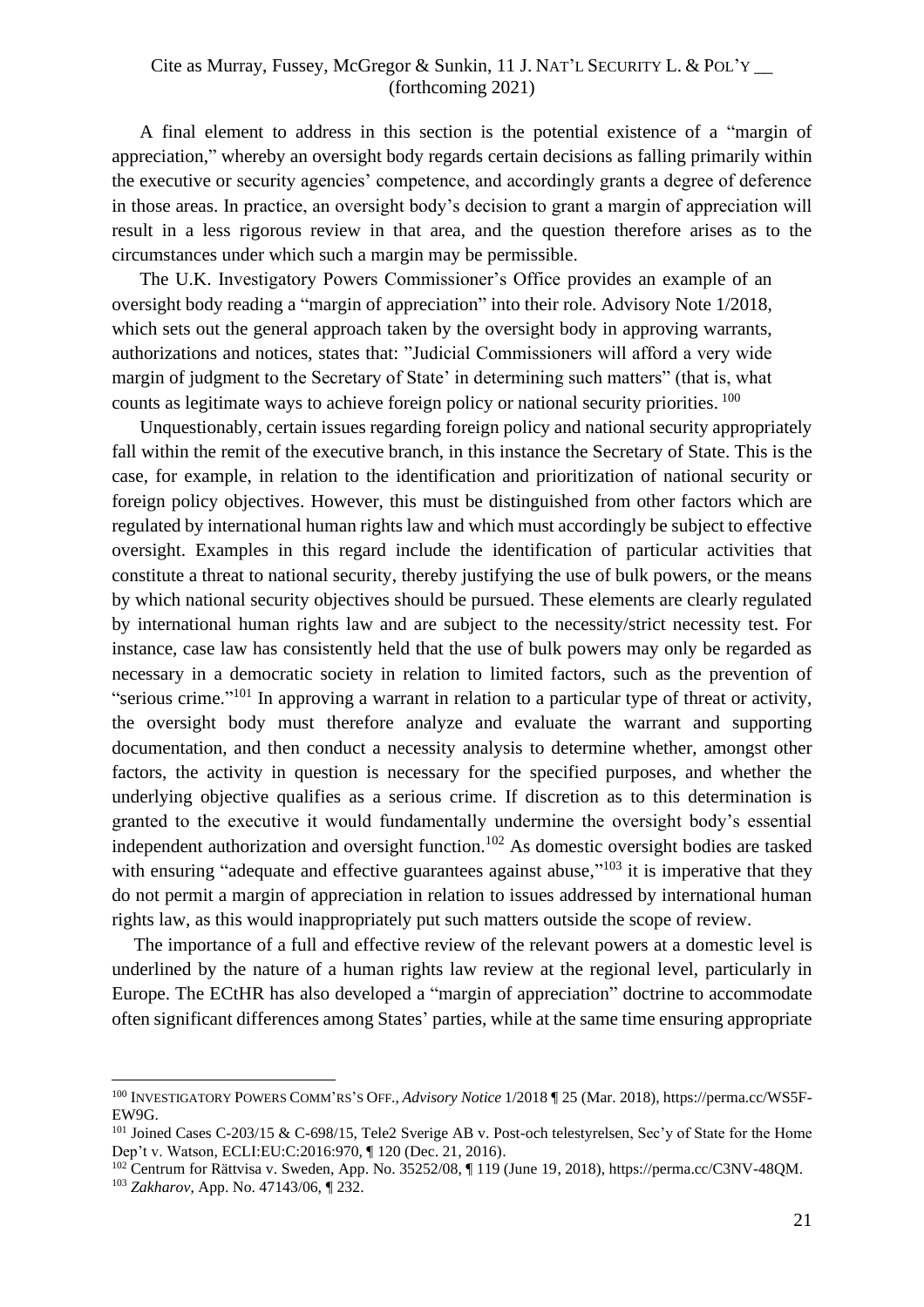A final element to address in this section is the potential existence of a "margin of appreciation," whereby an oversight body regards certain decisions as falling primarily within the executive or security agencies' competence, and accordingly grants a degree of deference in those areas. In practice, an oversight body's decision to grant a margin of appreciation will result in a less rigorous review in that area, and the question therefore arises as to the circumstances under which such a margin may be permissible.

The U.K. Investigatory Powers Commissioner's Office provides an example of an oversight body reading a "margin of appreciation" into their role. Advisory Note 1/2018, which sets out the general approach taken by the oversight body in approving warrants, authorizations and notices, states that: "Judicial Commissioners will afford a very wide margin of judgment to the Secretary of State' in determining such matters" (that is, what counts as legitimate ways to achieve foreign policy or national security priorities.[100]

Unquestionably, certain issues regarding foreign policy and national security appropriately fall within the remit of the executive branch, in this instance the Secretary of State. This is the case, for example, in relation to the identification and prioritization of national security or foreign policy objectives. However, this must be distinguished from other factors which are regulated by international human rights law and which must accordingly be subject to effective oversight. Examples in this regard include the identification of particular activities that constitute a threat to national security, thereby justifying the use of bulk powers, or the means by which national security objectives should be pursued. These elements are clearly regulated by international human rights law and are subject to the necessity/strict necessity test. For instance, case law has consistently held that the use of bulk powers may only be regarded as necessary in a democratic society in relation to limited factors, such as the prevention of "serious crime."[101] In approving a warrant in relation to a particular type of threat or activity, the oversight body must therefore analyze and evaluate the warrant and supporting documentation, and then conduct a necessity analysis to determine whether, amongst other factors, the activity in question is necessary for the specified purposes, and whether the underlying objective qualifies as a serious crime. If discretion as to this determination is granted to the executive it would fundamentally undermine the oversight body's essential independent authorization and oversight function.[102] As domestic oversight bodies are tasked with ensuring "adequate and effective guarantees against abuse,"[103] it is imperative that they do not permit a margin of appreciation in relation to issues addressed by international human rights law, as this would inappropriately put such matters outside the scope of review.

The importance of a full and effective review of the relevant powers at a domestic level is underlined by the nature of a human rights law review at the regional level, particularly in Europe. The ECtHR has also developed a "margin of appreciation" doctrine to accommodate often significant differences among States' parties, while at the same time ensuring appropriate

---

[100] INVESTIGATORY POWERS COMM'RS'S OFF., *Advisory Notice* 1/2018 ¶ 25 (Mar. 2018), https://perma.cc/WS5F-EW9G.

[101] Joined Cases C-203/15 & C-698/15, Tele2 Sverige AB v. Post-och telestyrelsen, Sec'y of State for the Home Dep't v. Watson, ECLI:EU:C:2016:970, ¶ 120 (Dec. 21, 2016).

[102] Centrum for Rättvisa v. Sweden, App. No. 35252/08, ¶ 119 (June 19, 2018), https://perma.cc/C3NV-48QM.

[103] *Zakharov*, App. No. 47143/06, ¶ 232.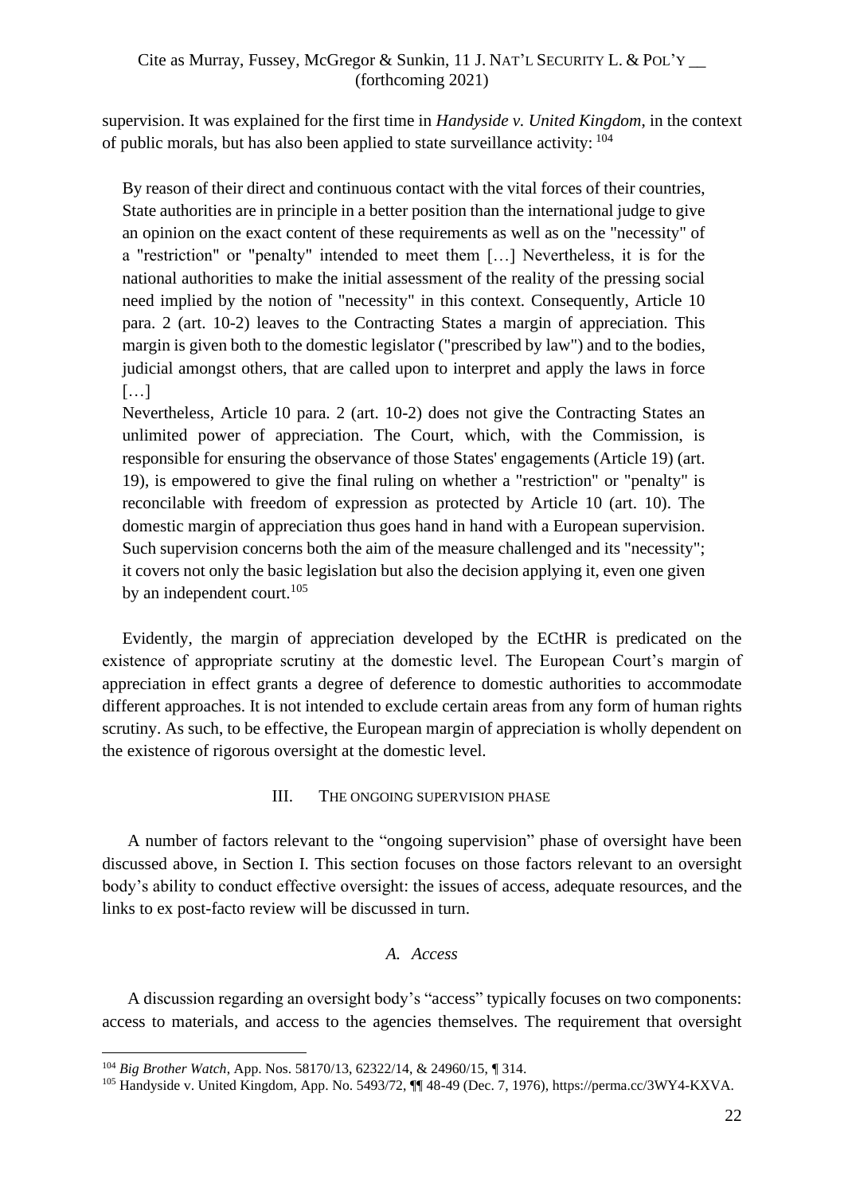supervision. It was explained for the first time in *Handyside v. United Kingdom*, in the context of public morals, but has also been applied to state surveillance activity: [104]

> By reason of their direct and continuous contact with the vital forces of their countries, State authorities are in principle in a better position than the international judge to give an opinion on the exact content of these requirements as well as on the "necessity" of a "restriction" or "penalty" intended to meet them […] Nevertheless, it is for the national authorities to make the initial assessment of the reality of the pressing social need implied by the notion of "necessity" in this context. Consequently, Article 10 para. 2 (art. 10-2) leaves to the Contracting States a margin of appreciation. This margin is given both to the domestic legislator ("prescribed by law") and to the bodies, judicial amongst others, that are called upon to interpret and apply the laws in force […]
>
> Nevertheless, Article 10 para. 2 (art. 10-2) does not give the Contracting States an unlimited power of appreciation. The Court, which, with the Commission, is responsible for ensuring the observance of those States' engagements (Article 19) (art. 19), is empowered to give the final ruling on whether a "restriction" or "penalty" is reconcilable with freedom of expression as protected by Article 10 (art. 10). The domestic margin of appreciation thus goes hand in hand with a European supervision. Such supervision concerns both the aim of the measure challenged and its "necessity"; it covers not only the basic legislation but also the decision applying it, even one given by an independent court.[105]

Evidently, the margin of appreciation developed by the ECtHR is predicated on the existence of appropriate scrutiny at the domestic level. The European Court's margin of appreciation in effect grants a degree of deference to domestic authorities to accommodate different approaches. It is not intended to exclude certain areas from any form of human rights scrutiny. As such, to be effective, the European margin of appreciation is wholly dependent on the existence of rigorous oversight at the domestic level.

## III. THE ONGOING SUPERVISION PHASE

A number of factors relevant to the "ongoing supervision" phase of oversight have been discussed above, in Section I. This section focuses on those factors relevant to an oversight body's ability to conduct effective oversight: the issues of access, adequate resources, and the links to ex post-facto review will be discussed in turn.

### *A. Access*

A discussion regarding an oversight body's "access" typically focuses on two components: access to materials, and access to the agencies themselves. The requirement that oversight

---

[104] *Big Brother Watch*, App. Nos. 58170/13, 62322/14, & 24960/15, ¶ 314.

[105] Handyside v. United Kingdom, App. No. 5493/72, ¶¶ 48-49 (Dec. 7, 1976), https://perma.cc/3WY4-KXVA.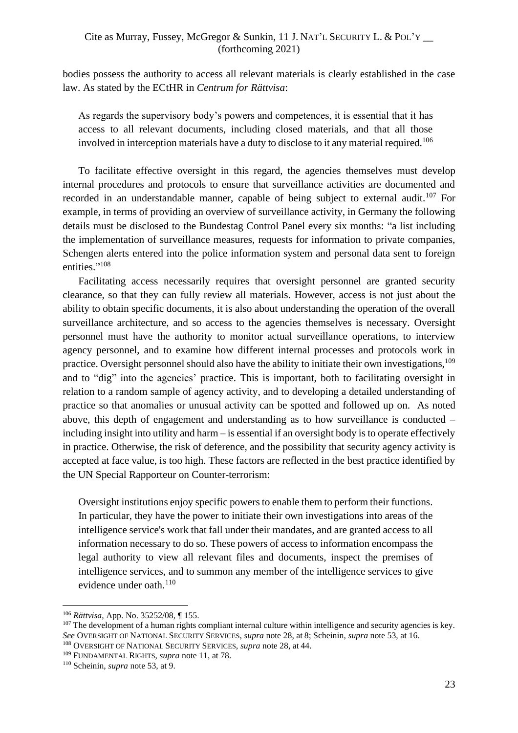bodies possess the authority to access all relevant materials is clearly established in the case law. As stated by the ECtHR in *Centrum for Rättvisa*:

> As regards the supervisory body's powers and competences, it is essential that it has access to all relevant documents, including closed materials, and that all those involved in interception materials have a duty to disclose to it any material required.[106]

To facilitate effective oversight in this regard, the agencies themselves must develop internal procedures and protocols to ensure that surveillance activities are documented and recorded in an understandable manner, capable of being subject to external audit.[107] For example, in terms of providing an overview of surveillance activity, in Germany the following details must be disclosed to the Bundestag Control Panel every six months: "a list including the implementation of surveillance measures, requests for information to private companies, Schengen alerts entered into the police information system and personal data sent to foreign entities."[108]

Facilitating access necessarily requires that oversight personnel are granted security clearance, so that they can fully review all materials. However, access is not just about the ability to obtain specific documents, it is also about understanding the operation of the overall surveillance architecture, and so access to the agencies themselves is necessary. Oversight personnel must have the authority to monitor actual surveillance operations, to interview agency personnel, and to examine how different internal processes and protocols work in practice. Oversight personnel should also have the ability to initiate their own investigations,[109] and to "dig" into the agencies' practice. This is important, both to facilitating oversight in relation to a random sample of agency activity, and to developing a detailed understanding of practice so that anomalies or unusual activity can be spotted and followed up on. As noted above, this depth of engagement and understanding as to how surveillance is conducted – including insight into utility and harm – is essential if an oversight body is to operate effectively in practice. Otherwise, the risk of deference, and the possibility that security agency activity is accepted at face value, is too high. These factors are reflected in the best practice identified by the UN Special Rapporteur on Counter-terrorism:

> Oversight institutions enjoy specific powers to enable them to perform their functions. In particular, they have the power to initiate their own investigations into areas of the intelligence service's work that fall under their mandates, and are granted access to all information necessary to do so. These powers of access to information encompass the legal authority to view all relevant files and documents, inspect the premises of intelligence services, and to summon any member of the intelligence services to give evidence under oath.[110]

---

[106] *Rättvisa*, App. No. 35252/08, ¶ 155.

[107] The development of a human rights compliant internal culture within intelligence and security agencies is key. *See* OVERSIGHT OF NATIONAL SECURITY SERVICES, *supra* note 28, at 8; Scheinin, *supra* note 53, at 16.

[108] OVERSIGHT OF NATIONAL SECURITY SERVICES, *supra* note 28, at 44.

[109] FUNDAMENTAL RIGHTS, *supra* note 11, at 78.

[110] Scheinin, *supra* note 53, at 9.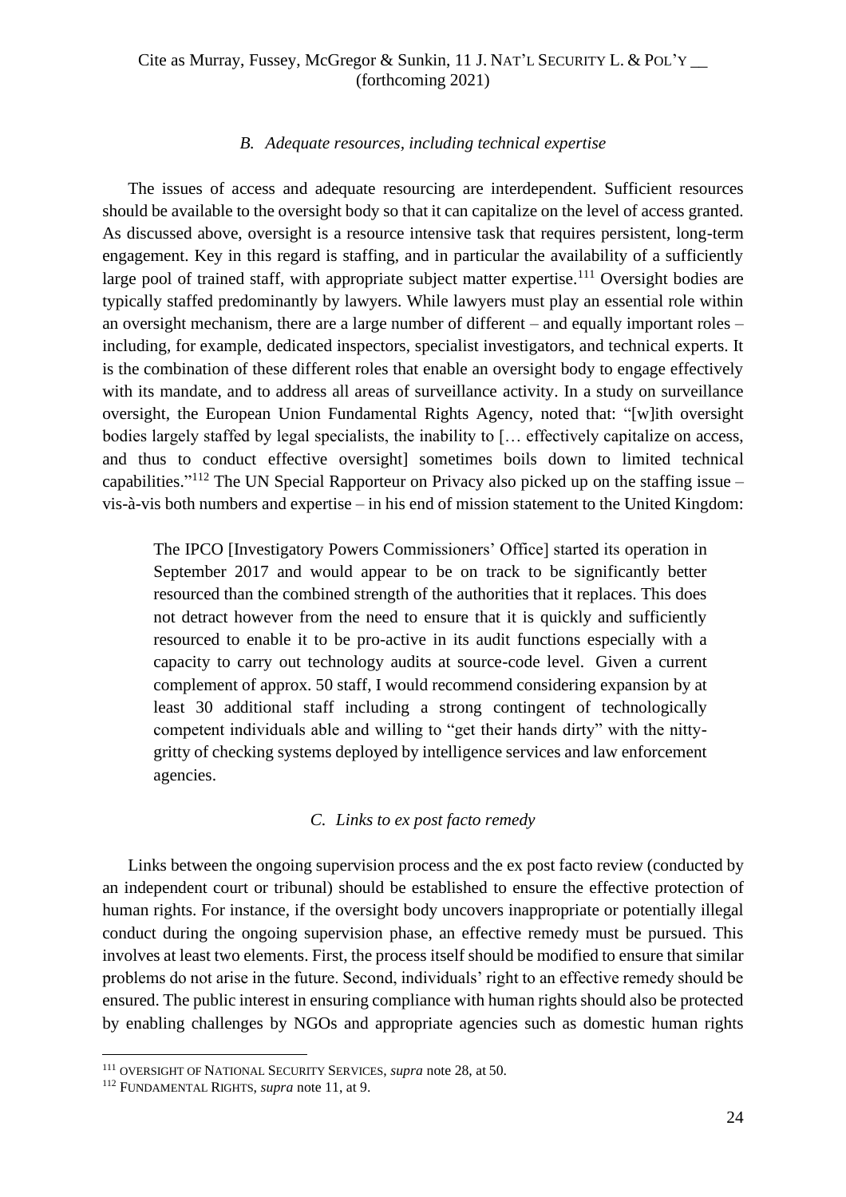### *B. Adequate resources, including technical expertise*

The issues of access and adequate resourcing are interdependent. Sufficient resources should be available to the oversight body so that it can capitalize on the level of access granted. As discussed above, oversight is a resource intensive task that requires persistent, long-term engagement. Key in this regard is staffing, and in particular the availability of a sufficiently large pool of trained staff, with appropriate subject matter expertise.[111] Oversight bodies are typically staffed predominantly by lawyers. While lawyers must play an essential role within an oversight mechanism, there are a large number of different – and equally important roles – including, for example, dedicated inspectors, specialist investigators, and technical experts. It is the combination of these different roles that enable an oversight body to engage effectively with its mandate, and to address all areas of surveillance activity. In a study on surveillance oversight, the European Union Fundamental Rights Agency, noted that: "[w]ith oversight bodies largely staffed by legal specialists, the inability to [… effectively capitalize on access, and thus to conduct effective oversight] sometimes boils down to limited technical capabilities."[112] The UN Special Rapporteur on Privacy also picked up on the staffing issue – vis-à-vis both numbers and expertise – in his end of mission statement to the United Kingdom:

> The IPCO [Investigatory Powers Commissioners' Office] started its operation in September 2017 and would appear to be on track to be significantly better resourced than the combined strength of the authorities that it replaces. This does not detract however from the need to ensure that it is quickly and sufficiently resourced to enable it to be pro-active in its audit functions especially with a capacity to carry out technology audits at source-code level. Given a current complement of approx. 50 staff, I would recommend considering expansion by at least 30 additional staff including a strong contingent of technologically competent individuals able and willing to "get their hands dirty" with the nitty-gritty of checking systems deployed by intelligence services and law enforcement agencies.

### *C. Links to ex post facto remedy*

Links between the ongoing supervision process and the ex post facto review (conducted by an independent court or tribunal) should be established to ensure the effective protection of human rights. For instance, if the oversight body uncovers inappropriate or potentially illegal conduct during the ongoing supervision phase, an effective remedy must be pursued. This involves at least two elements. First, the process itself should be modified to ensure that similar problems do not arise in the future. Second, individuals' right to an effective remedy should be ensured. The public interest in ensuring compliance with human rights should also be protected by enabling challenges by NGOs and appropriate agencies such as domestic human rights

---

[111] OVERSIGHT OF NATIONAL SECURITY SERVICES, *supra* note 28, at 50.

[112] FUNDAMENTAL RIGHTS, *supra* note 11, at 9.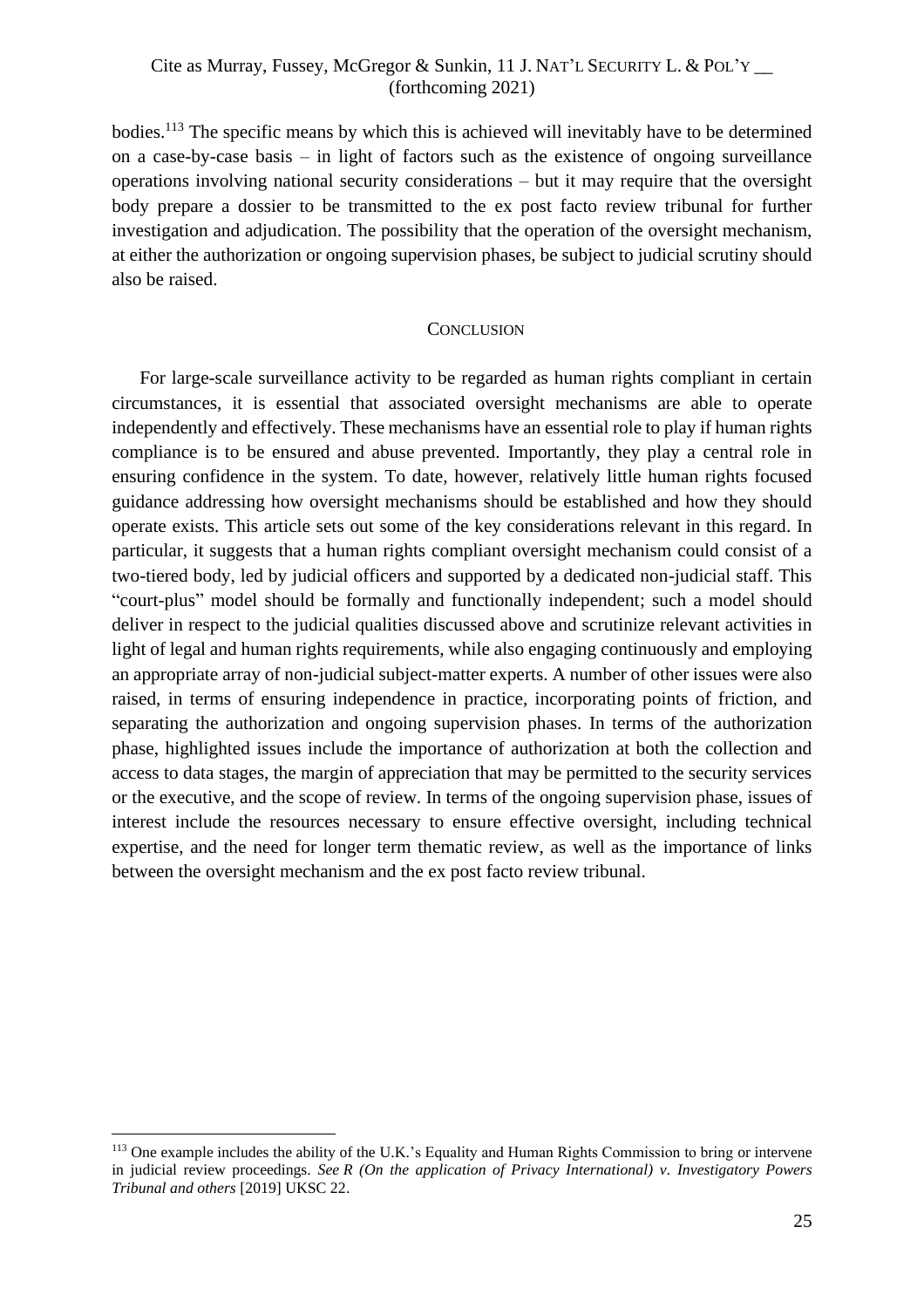bodies.[113] The specific means by which this is achieved will inevitably have to be determined on a case-by-case basis – in light of factors such as the existence of ongoing surveillance operations involving national security considerations – but it may require that the oversight body prepare a dossier to be transmitted to the ex post facto review tribunal for further investigation and adjudication. The possibility that the operation of the oversight mechanism, at either the authorization or ongoing supervision phases, be subject to judicial scrutiny should also be raised.

## CONCLUSION

For large-scale surveillance activity to be regarded as human rights compliant in certain circumstances, it is essential that associated oversight mechanisms are able to operate independently and effectively. These mechanisms have an essential role to play if human rights compliance is to be ensured and abuse prevented. Importantly, they play a central role in ensuring confidence in the system. To date, however, relatively little human rights focused guidance addressing how oversight mechanisms should be established and how they should operate exists. This article sets out some of the key considerations relevant in this regard. In particular, it suggests that a human rights compliant oversight mechanism could consist of a two-tiered body, led by judicial officers and supported by a dedicated non-judicial staff. This "court-plus" model should be formally and functionally independent; such a model should deliver in respect to the judicial qualities discussed above and scrutinize relevant activities in light of legal and human rights requirements, while also engaging continuously and employing an appropriate array of non-judicial subject-matter experts. A number of other issues were also raised, in terms of ensuring independence in practice, incorporating points of friction, and separating the authorization and ongoing supervision phases. In terms of the authorization phase, highlighted issues include the importance of authorization at both the collection and access to data stages, the margin of appreciation that may be permitted to the security services or the executive, and the scope of review. In terms of the ongoing supervision phase, issues of interest include the resources necessary to ensure effective oversight, including technical expertise, and the need for longer term thematic review, as well as the importance of links between the oversight mechanism and the ex post facto review tribunal.

---

[113] One example includes the ability of the U.K.'s Equality and Human Rights Commission to bring or intervene in judicial review proceedings. *See R (On the application of Privacy International) v. Investigatory Powers Tribunal and others* [2019] UKSC 22.